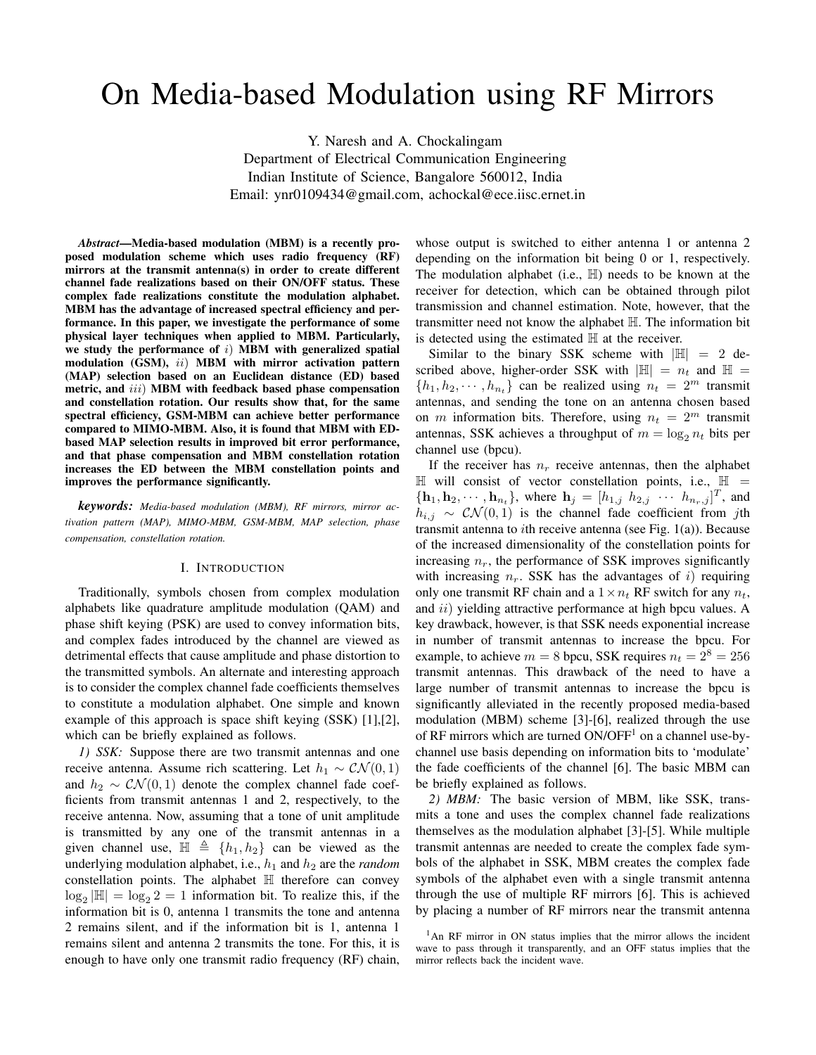# On Media-based Modulation using RF Mirrors

Y. Naresh and A. Chockalingam
Department of Electrical Communication Engineering
Indian Institute of Science, Bangalore 560012, India
Email: ynr0109434@gmail.com, achockal@ece.iisc.ernet.in

***Abstract*—Media-based modulation (MBM) is a recently proposed modulation scheme which uses radio frequency (RF) mirrors at the transmit antenna(s) in order to create different channel fade realizations based on their ON/OFF status. These complex fade realizations constitute the modulation alphabet. MBM has the advantage of increased spectral efficiency and performance. In this paper, we investigate the performance of some physical layer techniques when applied to MBM. Particularly, we study the performance of $i$) MBM with generalized spatial modulation (GSM), $ii$) MBM with mirror activation pattern (MAP) selection based on an Euclidean distance (ED) based metric, and $iii$) MBM with feedback based phase compensation and constellation rotation. Our results show that, for the same spectral efficiency, GSM-MBM can achieve better performance compared to MIMO-MBM. Also, it is found that MBM with ED-based MAP selection results in improved bit error performance, and that phase compensation and MBM constellation rotation increases the ED between the MBM constellation points and improves the performance significantly.**

***keywords:*** *Media-based modulation (MBM), RF mirrors, mirror activation pattern (MAP), MIMO-MBM, GSM-MBM, MAP selection, phase compensation, constellation rotation.*

## I. Introduction

Traditionally, symbols chosen from complex modulation alphabets like quadrature amplitude modulation (QAM) and phase shift keying (PSK) are used to convey information bits, and complex fades introduced by the channel are viewed as detrimental effects that cause amplitude and phase distortion to the transmitted symbols. An alternate and interesting approach is to consider the complex channel fade coefficients themselves to constitute a modulation alphabet. One simple and known example of this approach is space shift keying (SSK) [1],[2], which can be briefly explained as follows.

*1) SSK:* Suppose there are two transmit antennas and one receive antenna. Assume rich scattering. Let $h_1 \sim \mathcal{CN}(0,1)$ and $h_2 \sim \mathcal{CN}(0,1)$ denote the complex channel fade coefficients from transmit antennas 1 and 2, respectively, to the receive antenna. Now, assuming that a tone of unit amplitude is transmitted by any one of the transmit antennas in a given channel use, $\mathbb{H} \triangleq \{h_1, h_2\}$ can be viewed as the underlying modulation alphabet, i.e., $h_1$ and $h_2$ are the *random* constellation points. The alphabet $\mathbb{H}$ therefore can convey $\log_2|\mathbb{H}| = \log_2 2 = 1$ information bit. To realize this, if the information bit is 0, antenna 1 transmits the tone and antenna 2 remains silent, and if the information bit is 1, antenna 1 remains silent and antenna 2 transmits the tone. For this, it is enough to have only one transmit radio frequency (RF) chain, whose output is switched to either antenna 1 or antenna 2 depending on the information bit being 0 or 1, respectively. The modulation alphabet (i.e., $\mathbb{H}$) needs to be known at the receiver for detection, which can be obtained through pilot transmission and channel estimation. Note, however, that the transmitter need not know the alphabet $\mathbb{H}$. The information bit is detected using the estimated $\mathbb{H}$ at the receiver.

Similar to the binary SSK scheme with $|\mathbb{H}| = 2$ described above, higher-order SSK with $|\mathbb{H}| = n_t$ and $\mathbb{H} = \{h_1, h_2, \cdots, h_{n_t}\}$ can be realized using $n_t = 2^m$ transmit antennas, and sending the tone on an antenna chosen based on $m$ information bits. Therefore, using $n_t = 2^m$ transmit antennas, SSK achieves a throughput of $m = \log_2 n_t$ bits per channel use (bpcu).

If the receiver has $n_r$ receive antennas, then the alphabet $\mathbb{H}$ will consist of vector constellation points, i.e., $\mathbb{H} = \{\mathbf{h}_1, \mathbf{h}_2, \cdots, \mathbf{h}_{n_t}\}$, where $\mathbf{h}_j = [h_{1,j} \ h_{2,j} \ \cdots \ h_{n_r,j}]^T$, and $h_{i,j} \sim \mathcal{CN}(0,1)$ is the channel fade coefficient from $j$th transmit antenna to $i$th receive antenna (see Fig. 1(a)). Because of the increased dimensionality of the constellation points for increasing $n_r$, the performance of SSK improves significantly with increasing $n_r$. SSK has the advantages of $i$) requiring only one transmit RF chain and a $1 \times n_t$ RF switch for any $n_t$, and $ii$) yielding attractive performance at high bpcu values. A key drawback, however, is that SSK needs exponential increase in number of transmit antennas to increase the bpcu. For example, to achieve $m = 8$ bpcu, SSK requires $n_t = 2^8 = 256$ transmit antennas. This drawback of the need to have a large number of transmit antennas to increase the bpcu is significantly alleviated in the recently proposed media-based modulation (MBM) scheme [3]-[6], realized through the use of RF mirrors which are turned ON/OFF[1] on a channel use-by-channel use basis depending on information bits to 'modulate' the fade coefficients of the channel [6]. The basic MBM can be briefly explained as follows.

*2) MBM:* The basic version of MBM, like SSK, transmits a tone and uses the complex channel fade realizations themselves as the modulation alphabet [3]-[5]. While multiple transmit antennas are needed to create the complex fade symbols of the alphabet in SSK, MBM creates the complex fade symbols of the alphabet even with a single transmit antenna through the use of multiple RF mirrors [6]. This is achieved by placing a number of RF mirrors near the transmit antenna

[1] An RF mirror in ON status implies that the mirror allows the incident wave to pass through it transparently, and an OFF status implies that the mirror reflects back the incident wave.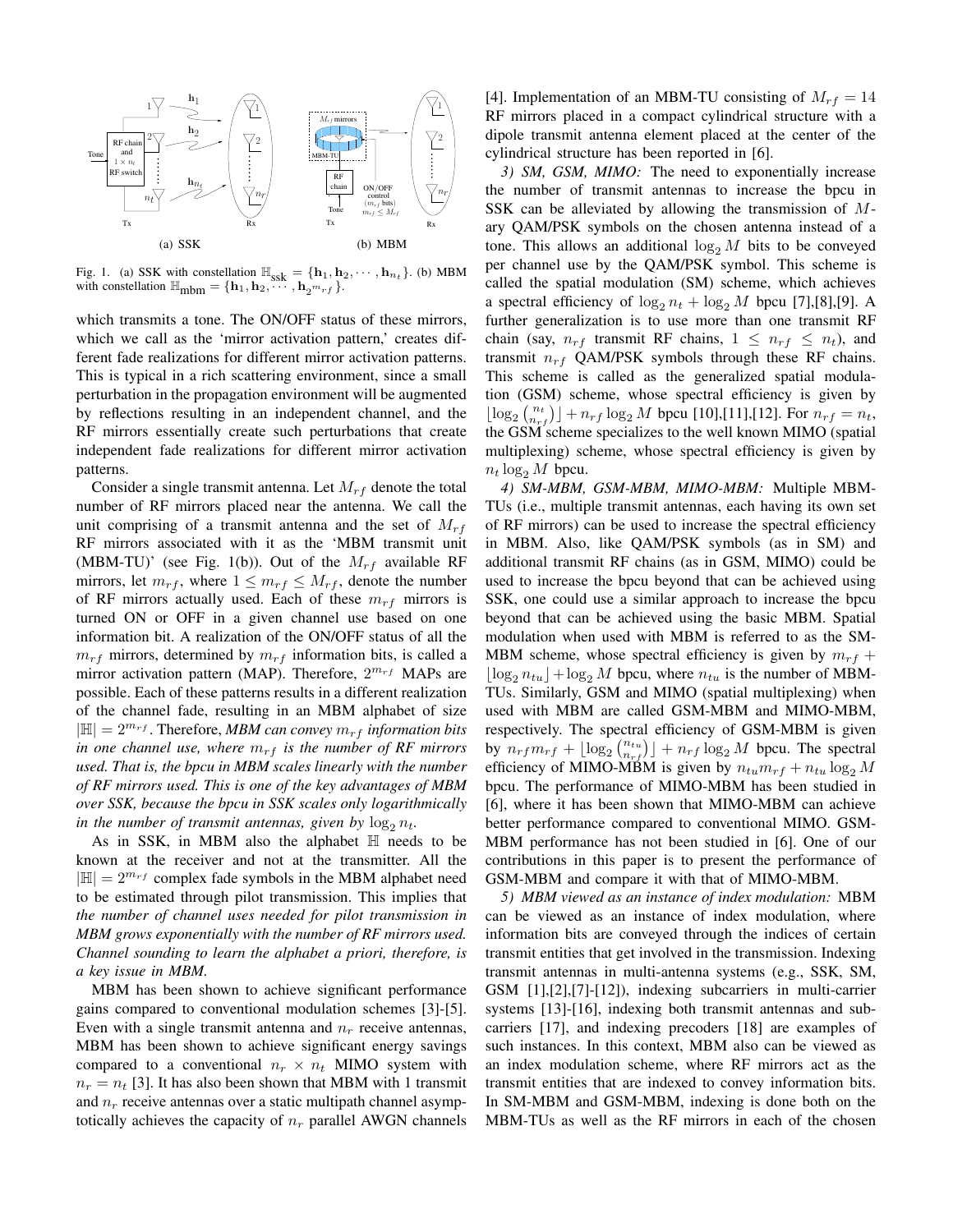Fig. 1. (a) SSK with constellation $\mathbb{H}_{\text{ssk}} = \{\mathbf{h}_1, \mathbf{h}_2, \cdots, \mathbf{h}_{n_t}\}$. (b) MBM with constellation $\mathbb{H}_{\text{mbm}} = \{\mathbf{h}_1, \mathbf{h}_2, \cdots, \mathbf{h}_{2^{m_{rf}}}\}$.

which transmits a tone. The ON/OFF status of these mirrors, which we call as the 'mirror activation pattern,' creates different fade realizations for different mirror activation patterns. This is typical in a rich scattering environment, since a small perturbation in the propagation environment will be augmented by reflections resulting in an independent channel, and the RF mirrors essentially create such perturbations that create independent fade realizations for different mirror activation patterns.

Consider a single transmit antenna. Let $M_{rf}$ denote the total number of RF mirrors placed near the antenna. We call the unit comprising of a transmit antenna and the set of $M_{rf}$ RF mirrors associated with it as the 'MBM transmit unit (MBM-TU)' (see Fig. 1(b)). Out of the $M_{rf}$ available RF mirrors, let $m_{rf}$, where $1 \leq m_{rf} \leq M_{rf}$, denote the number of RF mirrors actually used. Each of these $m_{rf}$ mirrors is turned ON or OFF in a given channel use based on one information bit. A realization of the ON/OFF status of all the $m_{rf}$ mirrors, determined by $m_{rf}$ information bits, is called a mirror activation pattern (MAP). Therefore, $2^{m_{rf}}$ MAPs are possible. Each of these patterns results in a different realization of the channel fade, resulting in an MBM alphabet of size $|\mathbb{H}| = 2^{m_{rf}}$. Therefore, *MBM can convey $m_{rf}$ information bits in one channel use, where $m_{rf}$ is the number of RF mirrors used. That is, the bpcu in MBM scales linearly with the number of RF mirrors used. This is one of the key advantages of MBM over SSK, because the bpcu in SSK scales only logarithmically in the number of transmit antennas, given by $\log_2 n_t$.*

As in SSK, in MBM also the alphabet $\mathbb{H}$ needs to be known at the receiver and not at the transmitter. All the $|\mathbb{H}| = 2^{m_{rf}}$ complex fade symbols in the MBM alphabet need to be estimated through pilot transmission. This implies that *the number of channel uses needed for pilot transmission in MBM grows exponentially with the number of RF mirrors used. Channel sounding to learn the alphabet a priori, therefore, is a key issue in MBM.*

MBM has been shown to achieve significant performance gains compared to conventional modulation schemes [3]-[5]. Even with a single transmit antenna and $n_r$ receive antennas, MBM has been shown to achieve significant energy savings compared to a conventional $n_r \times n_t$ MIMO system with $n_r = n_t$ [3]. It has also been shown that MBM with 1 transmit and $n_r$ receive antennas over a static multipath channel asymptotically achieves the capacity of $n_r$ parallel AWGN channels [4]. Implementation of an MBM-TU consisting of $M_{rf} = 14$ RF mirrors placed in a compact cylindrical structure with a dipole transmit antenna element placed at the center of the cylindrical structure has been reported in [6].

*3) SM, GSM, MIMO:* The need to exponentially increase the number of transmit antennas to increase the bpcu in SSK can be alleviated by allowing the transmission of $M$-ary QAM/PSK symbols on the chosen antenna instead of a tone. This allows an additional $\log_2 M$ bits to be conveyed per channel use by the QAM/PSK symbol. This scheme is called the spatial modulation (SM) scheme, which achieves a spectral efficiency of $\log_2 n_t + \log_2 M$ bpcu [7],[8],[9]. A further generalization is to use more than one transmit RF chain (say, $n_{rf}$ transmit RF chains, $1 \leq n_{rf} \leq n_t$), and transmit $n_{rf}$ QAM/PSK symbols through these RF chains. This scheme is called as the generalized spatial modulation (GSM) scheme, whose spectral efficiency is given by $\lfloor \log_2 \binom{n_t}{n_{rf}} \rfloor + n_{rf} \log_2 M$ bpcu [10],[11],[12]. For $n_{rf} = n_t$, the GSM scheme specializes to the well known MIMO (spatial multiplexing) scheme, whose spectral efficiency is given by $n_t \log_2 M$ bpcu.

*4) SM-MBM, GSM-MBM, MIMO-MBM:* Multiple MBM-TUs (i.e., multiple transmit antennas, each having its own set of RF mirrors) can be used to increase the spectral efficiency in MBM. Also, like QAM/PSK symbols (as in SM) and additional transmit RF chains (as in GSM, MIMO) could be used to increase the bpcu beyond that can be achieved using SSK, one could use a similar approach to increase the bpcu beyond that can be achieved using the basic MBM. Spatial modulation when used with MBM is referred to as the SM-MBM scheme, whose spectral efficiency is given by $m_{rf} + \lfloor \log_2 n_{tu} \rfloor + \log_2 M$ bpcu, where $n_{tu}$ is the number of MBM-TUs. Similarly, GSM and MIMO (spatial multiplexing) when used with MBM are called GSM-MBM and MIMO-MBM, respectively. The spectral efficiency of GSM-MBM is given by $n_{rf} m_{rf} + \lfloor \log_2 \binom{n_{tu}}{n_{rf}} \rfloor + n_{rf} \log_2 M$ bpcu. The spectral efficiency of MIMO-MBM is given by $n_{tu} m_{rf} + n_{tu} \log_2 M$ bpcu. The performance of MIMO-MBM has been studied in [6], where it has been shown that MIMO-MBM can achieve better performance compared to conventional MIMO. GSM-MBM performance has not been studied in [6]. One of our contributions in this paper is to present the performance of GSM-MBM and compare it with that of MIMO-MBM.

*5) MBM viewed as an instance of index modulation:* MBM can be viewed as an instance of index modulation, where information bits are conveyed through the indices of certain transmit entities that get involved in the transmission. Indexing transmit antennas in multi-antenna systems (e.g., SSK, SM, GSM [1],[2],[7]-[12]), indexing subcarriers in multi-carrier systems [13]-[16], indexing both transmit antennas and subcarriers [17], and indexing precoders [18] are examples of such instances. In this context, MBM also can be viewed as an index modulation scheme, where RF mirrors act as the transmit entities that are indexed to convey information bits. In SM-MBM and GSM-MBM, indexing is done both on the MBM-TUs as well as the RF mirrors in each of the chosen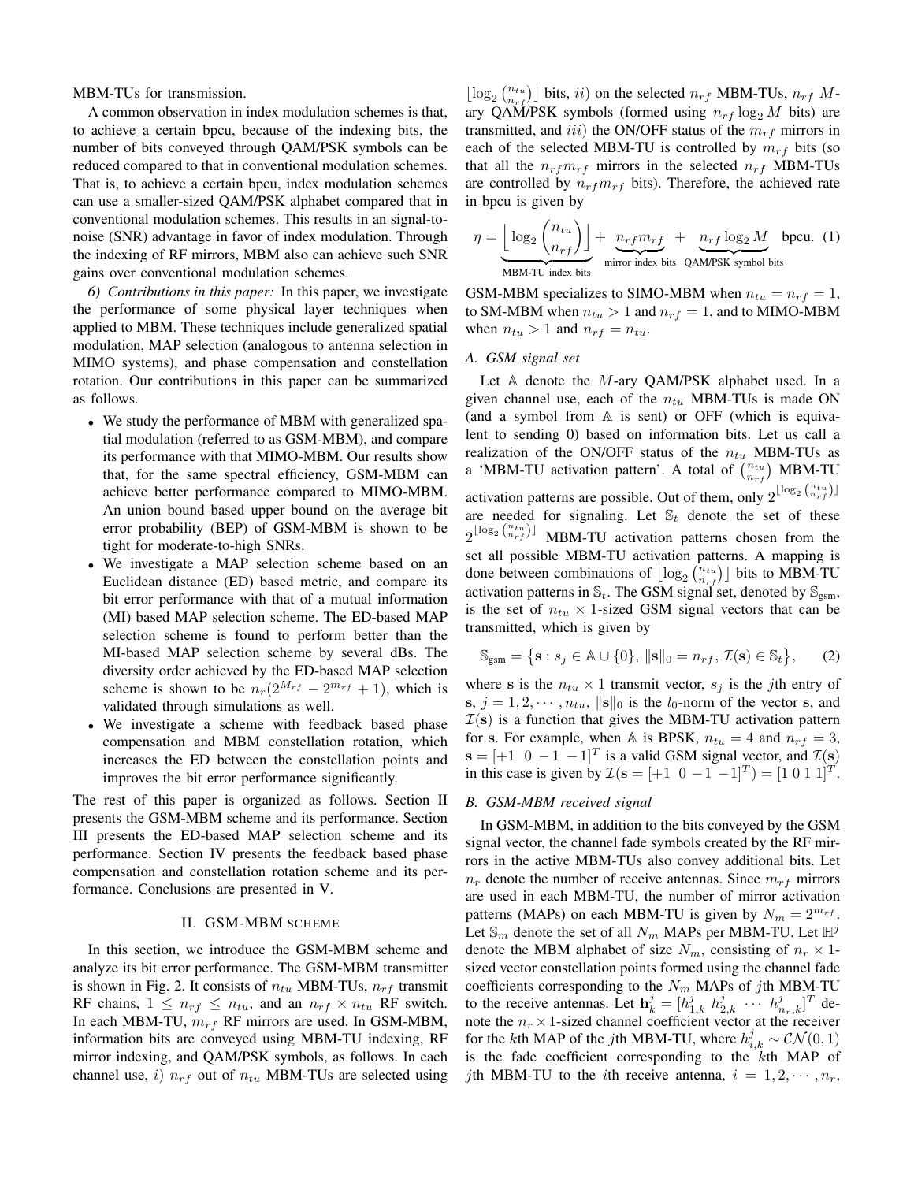MBM-TUs for transmission.

A common observation in index modulation schemes is that, to achieve a certain bpcu, because of the indexing bits, the number of bits conveyed through QAM/PSK symbols can be reduced compared to that in conventional modulation schemes. That is, to achieve a certain bpcu, index modulation schemes can use a smaller-sized QAM/PSK alphabet compared that in conventional modulation schemes. This results in an signal-to-noise (SNR) advantage in favor of index modulation. Through the indexing of RF mirrors, MBM also can achieve such SNR gains over conventional modulation schemes.

*6) Contributions in this paper:* In this paper, we investigate the performance of some physical layer techniques when applied to MBM. These techniques include generalized spatial modulation, MAP selection (analogous to antenna selection in MIMO systems), and phase compensation and constellation rotation. Our contributions in this paper can be summarized as follows.

- We study the performance of MBM with generalized spatial modulation (referred to as GSM-MBM), and compare its performance with that MIMO-MBM. Our results show that, for the same spectral efficiency, GSM-MBM can achieve better performance compared to MIMO-MBM. An union bound based upper bound on the average bit error probability (BEP) of GSM-MBM is shown to be tight for moderate-to-high SNRs.
- We investigate a MAP selection scheme based on an Euclidean distance (ED) based metric, and compare its bit error performance with that of a mutual information (MI) based MAP selection scheme. The ED-based MAP selection scheme is found to perform better than the MI-based MAP selection scheme by several dBs. The diversity order achieved by the ED-based MAP selection scheme is shown to be $n_r(2^{M_{rf}} - 2^{m_{rf}} + 1)$, which is validated through simulations as well.
- We investigate a scheme with feedback based phase compensation and MBM constellation rotation, which increases the ED between the constellation points and improves the bit error performance significantly.

The rest of this paper is organized as follows. Section II presents the GSM-MBM scheme and its performance. Section III presents the ED-based MAP selection scheme and its performance. Section IV presents the feedback based phase compensation and constellation rotation scheme and its performance. Conclusions are presented in V.

## II. GSM-MBM SCHEME

In this section, we introduce the GSM-MBM scheme and analyze its bit error performance. The GSM-MBM transmitter is shown in Fig. 2. It consists of $n_{tu}$ MBM-TUs, $n_{rf}$ transmit RF chains, $1 \leq n_{rf} \leq n_{tu}$, and an $n_{rf} \times n_{tu}$ RF switch. In each MBM-TU, $m_{rf}$ RF mirrors are used. In GSM-MBM, information bits are conveyed using MBM-TU indexing, RF mirror indexing, and QAM/PSK symbols, as follows. In each channel use, $i)$ $n_{rf}$ out of $n_{tu}$ MBM-TUs are selected using $\lfloor \log_2 \binom{n_{tu}}{n_{rf}} \rfloor$ bits, $ii)$ on the selected $n_{rf}$ MBM-TUs, $n_{rf}$ $M$-ary QAM/PSK symbols (formed using $n_{rf} \log_2 M$ bits) are transmitted, and $iii)$ the ON/OFF status of the $m_{rf}$ mirrors in each of the selected MBM-TU is controlled by $m_{rf}$ bits (so that all the $n_{rf} m_{rf}$ mirrors in the selected $n_{rf}$ MBM-TUs are controlled by $n_{rf} m_{rf}$ bits). Therefore, the achieved rate in bpcu is given by

$$\eta = \underbrace{\left\lfloor \log_2 \binom{n_{tu}}{n_{rf}} \right\rfloor}_{\text{MBM-TU index bits}} + \underbrace{n_{rf} m_{rf}}_{\text{mirror index bits}} + \underbrace{n_{rf} \log_2 M}_{\text{QAM/PSK symbol bits}} \text{ bpcu.} \quad (1)$$

GSM-MBM specializes to SIMO-MBM when $n_{tu} = n_{rf} = 1$, to SM-MBM when $n_{tu} > 1$ and $n_{rf} = 1$, and to MIMO-MBM when $n_{tu} > 1$ and $n_{rf} = n_{tu}$.

### A. GSM signal set

Let $\mathbb{A}$ denote the $M$-ary QAM/PSK alphabet used. In a given channel use, each of the $n_{tu}$ MBM-TUs is made ON (and a symbol from $\mathbb{A}$ is sent) or OFF (which is equivalent to sending 0) based on information bits. Let us call a realization of the ON/OFF status of the $n_{tu}$ MBM-TUs as a 'MBM-TU activation pattern'. A total of $\binom{n_{tu}}{n_{rf}}$ MBM-TU activation patterns are possible. Out of them, only $2^{\lfloor \log_2 \binom{n_{tu}}{n_{rf}} \rfloor}$ are needed for signaling. Let $\mathbb{S}_t$ denote the set of these $2^{\lfloor \log_2 \binom{n_{tu}}{n_{rf}} \rfloor}$ MBM-TU activation patterns chosen from the set all possible MBM-TU activation patterns. A mapping is done between combinations of $\lfloor \log_2 \binom{n_{tu}}{n_{rf}} \rfloor$ bits to MBM-TU activation patterns in $\mathbb{S}_t$. The GSM signal set, denoted by $\mathbb{S}_{\text{gsm}}$, is the set of $n_{tu} \times 1$-sized GSM signal vectors that can be transmitted, which is given by

$$\mathbb{S}_{\text{gsm}} = \big\{ \mathbf{s} : s_j \in \mathbb{A} \cup \{0\}, \, \|\mathbf{s}\|_0 = n_{rf}, \, \mathcal{I}(\mathbf{s}) \in \mathbb{S}_t \big\}, \quad (2)$$

where $\mathbf{s}$ is the $n_{tu} \times 1$ transmit vector, $s_j$ is the $j$th entry of $\mathbf{s}$, $j = 1, 2, \cdots, n_{tu}$, $\|\mathbf{s}\|_0$ is the $l_0$-norm of the vector $\mathbf{s}$, and $\mathcal{I}(\mathbf{s})$ is a function that gives the MBM-TU activation pattern for $\mathbf{s}$. For example, when $\mathbb{A}$ is BPSK, $n_{tu} = 4$ and $n_{rf} = 3$, $\mathbf{s} = [+1 \;\; 0 \; -1 \; -1]^T$ is a valid GSM signal vector, and $\mathcal{I}(\mathbf{s})$ in this case is given by $\mathcal{I}(\mathbf{s} = [+1 \;\; 0 \; -1 \; -1]^T) = [1 \; 0 \; 1 \; 1]^T$.

### B. GSM-MBM received signal

In GSM-MBM, in addition to the bits conveyed by the GSM signal vector, the channel fade symbols created by the RF mirrors in the active MBM-TUs also convey additional bits. Let $n_r$ denote the number of receive antennas. Since $m_{rf}$ mirrors are used in each MBM-TU, the number of mirror activation patterns (MAPs) on each MBM-TU is given by $N_m = 2^{m_{rf}}$. Let $\mathbb{S}_m$ denote the set of all $N_m$ MAPs per MBM-TU. Let $\mathbb{H}^j$ denote the MBM alphabet of size $N_m$, consisting of $n_r \times 1$-sized vector constellation points formed using the channel fade coefficients corresponding to the $N_m$ MAPs of $j$th MBM-TU to the receive antennas. Let $\mathbf{h}_k^j = [h_{1,k}^j \; h_{2,k}^j \; \cdots \; h_{n_r,k}^j]^T$ denote the $n_r \times 1$-sized channel coefficient vector at the receiver for the $k$th MAP of the $j$th MBM-TU, where $h_{i,k}^j \sim \mathcal{CN}(0, 1)$ is the fade coefficient corresponding to the $k$th MAP of $j$th MBM-TU to the $i$th receive antenna, $i = 1, 2, \cdots, n_r$,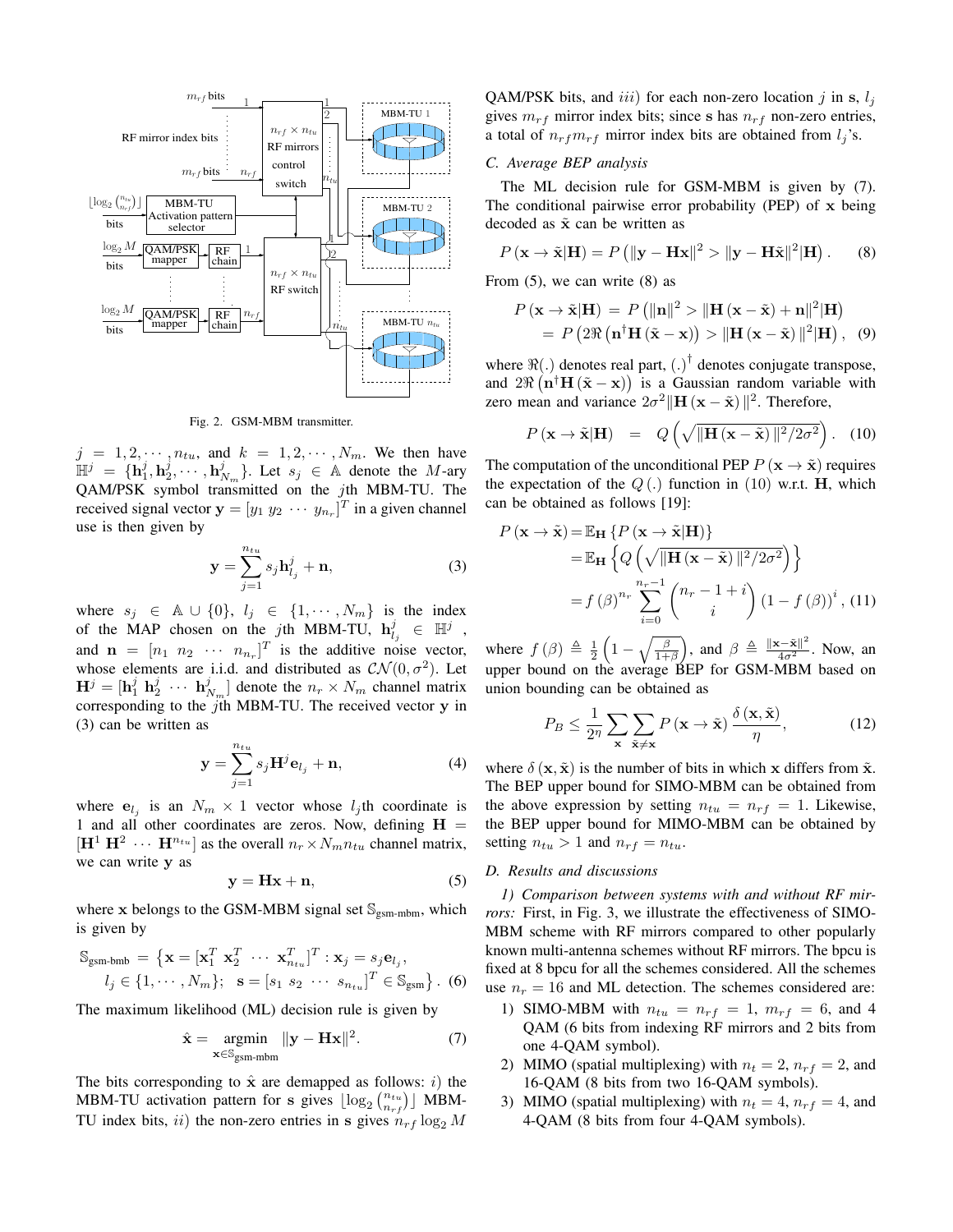Fig. 2. GSM-MBM transmitter.

$j = 1, 2, \cdots, n_{tu}$, and $k = 1, 2, \cdots, N_m$. We then have $\mathbb{H}^j = \{\mathbf{h}_1^j, \mathbf{h}_2^j, \cdots, \mathbf{h}_{N_m}^j\}$. Let $s_j \in \mathbb{A}$ denote the $M$-ary QAM/PSK symbol transmitted on the $j$th MBM-TU. The received signal vector $\mathbf{y} = [y_1\ y_2\ \cdots\ y_{n_r}]^T$ in a given channel use is then given by

$$\mathbf{y} = \sum_{j=1}^{n_{tu}} s_j \mathbf{h}_{l_j}^j + \mathbf{n}, \tag{3}$$

where $s_j \in \mathbb{A} \cup \{0\}$, $l_j \in \{1, \cdots, N_m\}$ is the index of the MAP chosen on the $j$th MBM-TU, $\mathbf{h}_{l_j}^j \in \mathbb{H}^j$, and $\mathbf{n} = [n_1\ n_2\ \cdots\ n_{n_r}]^T$ is the additive noise vector, whose elements are i.i.d. and distributed as $\mathcal{CN}(0, \sigma^2)$. Let $\mathbf{H}^j = [\mathbf{h}_1^j\ \mathbf{h}_2^j\ \cdots\ \mathbf{h}_{N_m}^j]$ denote the $n_r \times N_m$ channel matrix corresponding to the $j$th MBM-TU. The received vector $\mathbf{y}$ in (3) can be written as

$$\mathbf{y} = \sum_{j=1}^{n_{tu}} s_j \mathbf{H}^j \mathbf{e}_{l_j} + \mathbf{n}, \tag{4}$$

where $\mathbf{e}_{l_j}$ is an $N_m \times 1$ vector whose $l_j$th coordinate is 1 and all other coordinates are zeros. Now, defining $\mathbf{H} = [\mathbf{H}^1\ \mathbf{H}^2\ \cdots\ \mathbf{H}^{n_{tu}}]$ as the overall $n_r \times N_m n_{tu}$ channel matrix, we can write $\mathbf{y}$ as

$$\mathbf{y} = \mathbf{H}\mathbf{x} + \mathbf{n}, \tag{5}$$

where $\mathbf{x}$ belongs to the GSM-MBM signal set $\mathbb{S}_{\text{gsm-mbm}}$, which is given by

$$\mathbb{S}_{\text{gsm-bmb}} = \big\{\mathbf{x} = [\mathbf{x}_1^T\ \mathbf{x}_2^T\ \cdots\ \mathbf{x}_{n_{tu}}^T]^T : \mathbf{x}_j = s_j \mathbf{e}_{l_j}, \\ l_j \in \{1, \cdots, N_m\};\ \ \mathbf{s} = [s_1\ s_2\ \cdots\ s_{n_{tu}}]^T \in \mathbb{S}_{\text{gsm}}\big\}. \tag{6}$$

The maximum likelihood (ML) decision rule is given by

$$\hat{\mathbf{x}} = \underset{\mathbf{x} \in \mathbb{S}_{\text{gsm-mbm}}}{\text{argmin}}\ \|\mathbf{y} - \mathbf{H}\mathbf{x}\|^2. \tag{7}$$

The bits corresponding to $\hat{\mathbf{x}}$ are demapped as follows: *i*) the MBM-TU activation pattern for $\mathbf{s}$ gives $\lfloor \log_2 \binom{n_{tu}}{n_{rf}} \rfloor$ MBM-TU index bits, *ii*) the non-zero entries in $\mathbf{s}$ gives $n_{rf} \log_2 M$ QAM/PSK bits, and *iii*) for each non-zero location $j$ in $\mathbf{s}$, $l_j$ gives $m_{rf}$ mirror index bits; since $\mathbf{s}$ has $n_{rf}$ non-zero entries, a total of $n_{rf} m_{rf}$ mirror index bits are obtained from $l_j$'s.

### C. Average BEP analysis

The ML decision rule for GSM-MBM is given by (7). The conditional pairwise error probability (PEP) of $\mathbf{x}$ being decoded as $\tilde{\mathbf{x}}$ can be written as

$$P(\mathbf{x} \to \tilde{\mathbf{x}}|\mathbf{H}) = P\left(\|\mathbf{y} - \mathbf{H}\mathbf{x}\|^2 > \|\mathbf{y} - \mathbf{H}\tilde{\mathbf{x}}\|^2 | \mathbf{H}\right). \tag{8}$$

From (5), we can write (8) as

$$\begin{aligned} P(\mathbf{x} \to \tilde{\mathbf{x}}|\mathbf{H}) &= P\left(\|\mathbf{n}\|^2 > \|\mathbf{H}(\mathbf{x} - \tilde{\mathbf{x}}) + \mathbf{n}\|^2 | \mathbf{H}\right) \\ &= P\left(2\Re\left(\mathbf{n}^\dagger \mathbf{H}(\tilde{\mathbf{x}} - \mathbf{x})\right) > \|\mathbf{H}(\mathbf{x} - \tilde{\mathbf{x}})\|^2 | \mathbf{H}\right), \end{aligned} \tag{9}$$

where $\Re(.)$ denotes real part, $(.)^\dagger$ denotes conjugate transpose, and $2\Re\left(\mathbf{n}^\dagger \mathbf{H}(\tilde{\mathbf{x}} - \mathbf{x})\right)$ is a Gaussian random variable with zero mean and variance $2\sigma^2 \|\mathbf{H}(\mathbf{x} - \tilde{\mathbf{x}})\|^2$. Therefore,

$$P(\mathbf{x} \to \tilde{\mathbf{x}}|\mathbf{H}) = Q\left(\sqrt{\|\mathbf{H}(\mathbf{x} - \tilde{\mathbf{x}})\|^2 / 2\sigma^2}\right). \tag{10}$$

The computation of the unconditional PEP $P(\mathbf{x} \to \tilde{\mathbf{x}})$ requires the expectation of the $Q(.)$ function in (10) w.r.t. $\mathbf{H}$, which can be obtained as follows [19]:

$$\begin{aligned} P(\mathbf{x} \to \tilde{\mathbf{x}}) &= \mathbb{E}_{\mathbf{H}}\left\{P(\mathbf{x} \to \tilde{\mathbf{x}}|\mathbf{H})\right\} \\ &= \mathbb{E}_{\mathbf{H}}\left\{Q\left(\sqrt{\|\mathbf{H}(\mathbf{x} - \tilde{\mathbf{x}})\|^2 / 2\sigma^2}\right)\right\} \\ &= f(\beta)^{n_r} \sum_{i=0}^{n_r - 1} \binom{n_r - 1 + i}{i} (1 - f(\beta))^i, \end{aligned} \tag{11}$$

where $f(\beta) \triangleq \frac{1}{2}\left(1 - \sqrt{\frac{\beta}{1+\beta}}\right)$, and $\beta \triangleq \frac{\|\mathbf{x} - \tilde{\mathbf{x}}\|^2}{4\sigma^2}$. Now, an upper bound on the average BEP for GSM-MBM based on union bounding can be obtained as

$$P_B \leq \frac{1}{2^\eta} \sum_{\mathbf{x}} \sum_{\tilde{\mathbf{x}} \neq \mathbf{x}} P(\mathbf{x} \to \tilde{\mathbf{x}}) \frac{\delta(\mathbf{x}, \tilde{\mathbf{x}})}{\eta}, \tag{12}$$

where $\delta(\mathbf{x}, \tilde{\mathbf{x}})$ is the number of bits in which $\mathbf{x}$ differs from $\tilde{\mathbf{x}}$. The BEP upper bound for SIMO-MBM can be obtained from the above expression by setting $n_{tu} = n_{rf} = 1$. Likewise, the BEP upper bound for MIMO-MBM can be obtained by setting $n_{tu} > 1$ and $n_{rf} = n_{tu}$.

### D. Results and discussions

*1) Comparison between systems with and without RF mirrors:* First, in Fig. 3, we illustrate the effectiveness of SIMO-MBM scheme with RF mirrors compared to other popularly known multi-antenna schemes without RF mirrors. The bpcu is fixed at 8 bpcu for all the schemes considered. All the schemes use $n_r = 16$ and ML detection. The schemes considered are:

1) SIMO-MBM with $n_{tu} = n_{rf} = 1$, $m_{rf} = 6$, and 4 QAM (6 bits from indexing RF mirrors and 2 bits from one 4-QAM symbol).
2) MIMO (spatial multiplexing) with $n_t = 2$, $n_{rf} = 2$, and 16-QAM (8 bits from two 16-QAM symbols).
3) MIMO (spatial multiplexing) with $n_t = 4$, $n_{rf} = 4$, and 4-QAM (8 bits from four 4-QAM symbols).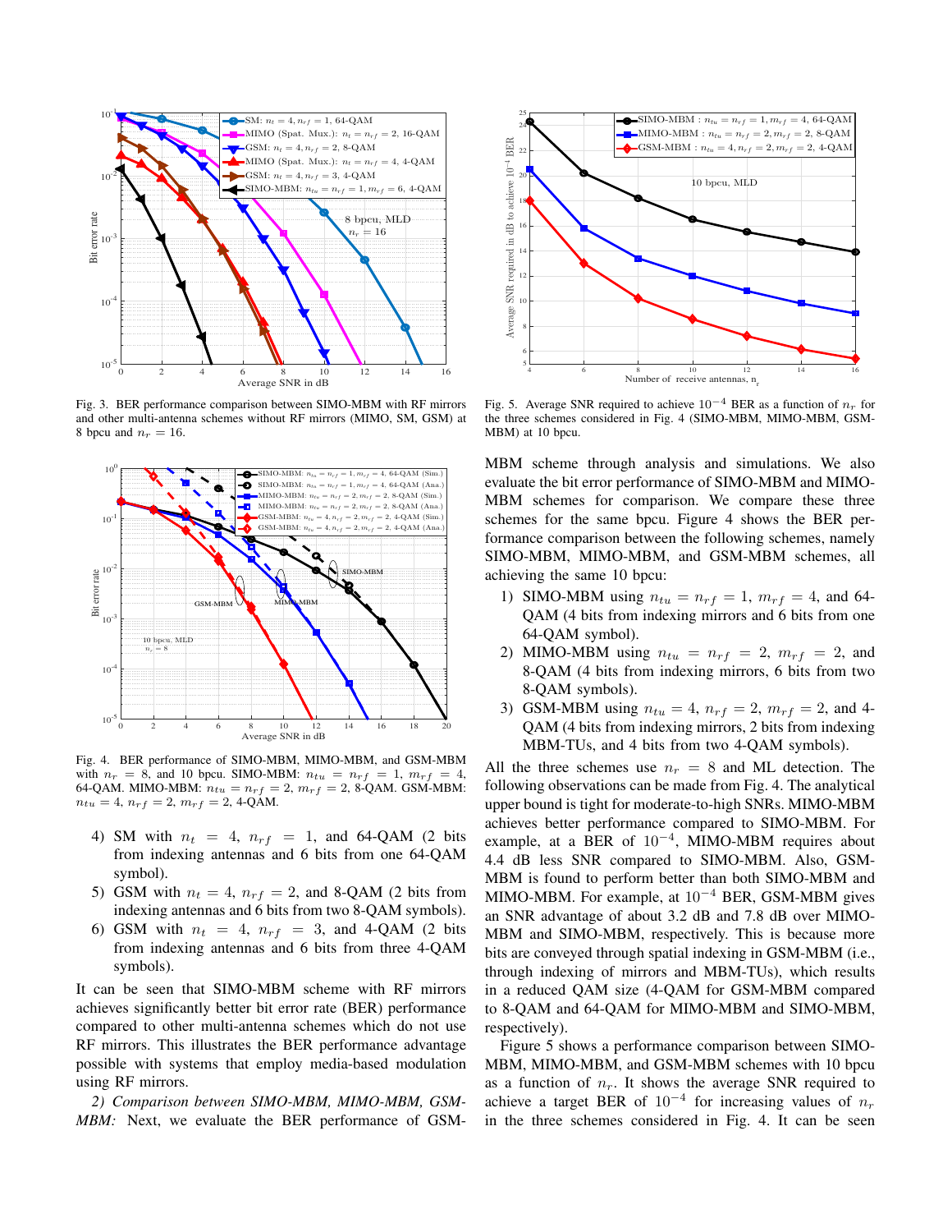Fig. 3. BER performance comparison between SIMO-MBM with RF mirrors and other multi-antenna schemes without RF mirrors (MIMO, SM, GSM) at 8 bpcu and $n_r = 16$.

Fig. 4. BER performance of SIMO-MBM, MIMO-MBM, and GSM-MBM with $n_r = 8$, and 10 bpcu. SIMO-MBM: $n_{tu} = n_{rf} = 1$, $m_{rf} = 4$, 64-QAM. MIMO-MBM: $n_{tu} = n_{rf} = 2$, $m_{rf} = 2$, 8-QAM. GSM-MBM: $n_{tu} = 4$, $n_{rf} = 2$, $m_{rf} = 2$, 4-QAM.

4) SM with $n_t = 4$, $n_{rf} = 1$, and 64-QAM (2 bits from indexing antennas and 6 bits from one 64-QAM symbol).
5) GSM with $n_t = 4$, $n_{rf} = 2$, and 8-QAM (2 bits from indexing antennas and 6 bits from two 8-QAM symbols).
6) GSM with $n_t = 4$, $n_{rf} = 3$, and 4-QAM (2 bits from indexing antennas and 6 bits from three 4-QAM symbols).

It can be seen that SIMO-MBM scheme with RF mirrors achieves significantly better bit error rate (BER) performance compared to other multi-antenna schemes which do not use RF mirrors. This illustrates the BER performance advantage possible with systems that employ media-based modulation using RF mirrors.

*2) Comparison between SIMO-MBM, MIMO-MBM, GSM-MBM:* Next, we evaluate the BER performance of GSM-MBM scheme through analysis and simulations. We also evaluate the bit error performance of SIMO-MBM and MIMO-MBM schemes for comparison. We compare these three schemes for the same bpcu. Figure 4 shows the BER performance comparison between the following schemes, namely SIMO-MBM, MIMO-MBM, and GSM-MBM schemes, all achieving the same 10 bpcu:

1) SIMO-MBM using $n_{tu} = n_{rf} = 1$, $m_{rf} = 4$, and 64-QAM (4 bits from indexing mirrors and 6 bits from one 64-QAM symbol).
2) MIMO-MBM using $n_{tu} = n_{rf} = 2$, $m_{rf} = 2$, and 8-QAM (4 bits from indexing mirrors, 6 bits from two 8-QAM symbols).
3) GSM-MBM using $n_{tu} = 4$, $n_{rf} = 2$, $m_{rf} = 2$, and 4-QAM (4 bits from indexing mirrors, 2 bits from indexing MBM-TUs, and 4 bits from two 4-QAM symbols).

All the three schemes use $n_r = 8$ and ML detection. The following observations can be made from Fig. 4. The analytical upper bound is tight for moderate-to-high SNRs. MIMO-MBM achieves better performance compared to SIMO-MBM. For example, at a BER of $10^{-4}$, MIMO-MBM requires about 4.4 dB less SNR compared to SIMO-MBM. Also, GSM-MBM is found to perform better than both SIMO-MBM and MIMO-MBM. For example, at $10^{-4}$ BER, GSM-MBM gives an SNR advantage of about 3.2 dB and 7.8 dB over MIMO-MBM and SIMO-MBM, respectively. This is because more bits are conveyed through spatial indexing in GSM-MBM (i.e., through indexing of mirrors and MBM-TUs), which results in a reduced QAM size (4-QAM for GSM-MBM compared to 8-QAM and 64-QAM for MIMO-MBM and SIMO-MBM, respectively).

Fig. 5. Average SNR required to achieve $10^{-4}$ BER as a function of $n_r$ for the three schemes considered in Fig. 4 (SIMO-MBM, MIMO-MBM, GSM-MBM) at 10 bpcu.

Figure 5 shows a performance comparison between SIMO-MBM, MIMO-MBM, and GSM-MBM schemes with 10 bpcu as a function of $n_r$. It shows the average SNR required to achieve a target BER of $10^{-4}$ for increasing values of $n_r$ in the three schemes considered in Fig. 4. It can be seen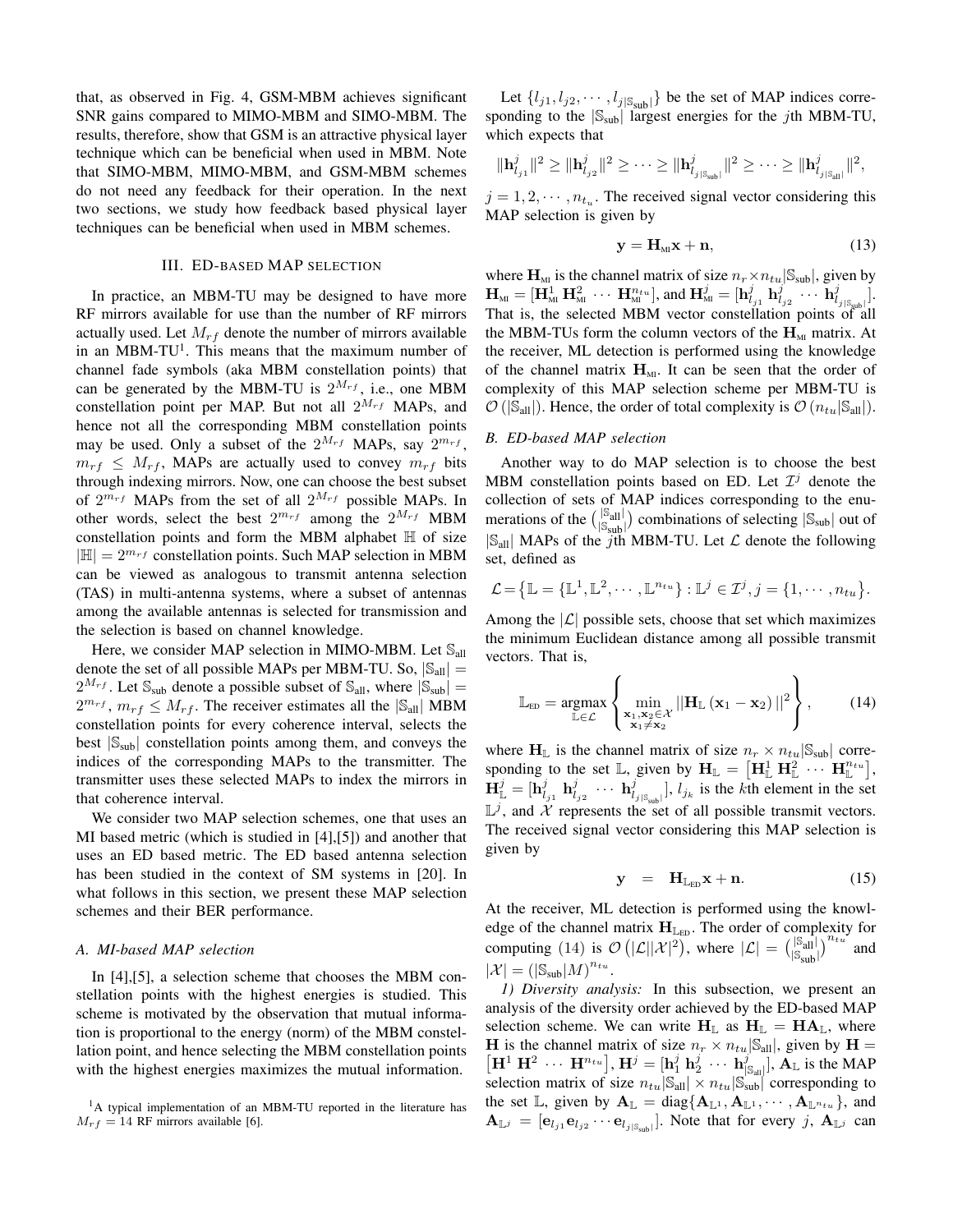that, as observed in Fig. 4, GSM-MBM achieves significant SNR gains compared to MIMO-MBM and SIMO-MBM. The results, therefore, show that GSM is an attractive physical layer technique which can be beneficial when used in MBM. Note that SIMO-MBM, MIMO-MBM, and GSM-MBM schemes do not need any feedback for their operation. In the next two sections, we study how feedback based physical layer techniques can be beneficial when used in MBM schemes.

## III. ED-BASED MAP SELECTION

In practice, an MBM-TU may be designed to have more RF mirrors available for use than the number of RF mirrors actually used. Let $M_{rf}$ denote the number of mirrors available in an MBM-TU[1]. This means that the maximum number of channel fade symbols (aka MBM constellation points) that can be generated by the MBM-TU is $2^{M_{rf}}$, i.e., one MBM constellation point per MAP. But not all $2^{M_{rf}}$ MAPs, and hence not all the corresponding MBM constellation points may be used. Only a subset of the $2^{M_{rf}}$ MAPs, say $2^{m_{rf}}$, $m_{rf} \leq M_{rf}$, MAPs are actually used to convey $m_{rf}$ bits through indexing mirrors. Now, one can choose the best subset of $2^{m_{rf}}$ MAPs from the set of all $2^{M_{rf}}$ possible MAPs. In other words, select the best $2^{m_{rf}}$ among the $2^{M_{rf}}$ MBM constellation points and form the MBM alphabet $\mathbb{H}$ of size $|\mathbb{H}| = 2^{m_{rf}}$ constellation points. Such MAP selection in MBM can be viewed as analogous to transmit antenna selection (TAS) in multi-antenna systems, where a subset of antennas among the available antennas is selected for transmission and the selection is based on channel knowledge.

Here, we consider MAP selection in MIMO-MBM. Let $\mathbb{S}_{\text{all}}$ denote the set of all possible MAPs per MBM-TU. So, $|\mathbb{S}_{\text{all}}| = 2^{M_{rf}}$. Let $\mathbb{S}_{\text{sub}}$ denote a possible subset of $\mathbb{S}_{\text{all}}$, where $|\mathbb{S}_{\text{sub}}| = 2^{m_{rf}}$, $m_{rf} \leq M_{rf}$. The receiver estimates all the $|\mathbb{S}_{\text{all}}|$ MBM constellation points for every coherence interval, selects the best $|\mathbb{S}_{\text{sub}}|$ constellation points among them, and conveys the indices of the corresponding MAPs to the transmitter. The transmitter uses these selected MAPs to index the mirrors in that coherence interval.

We consider two MAP selection schemes, one that uses an MI based metric (which is studied in [4],[5]) and another that uses an ED based metric. The ED based antenna selection has been studied in the context of SM systems in [20]. In what follows in this section, we present these MAP selection schemes and their BER performance.

### A. MI-based MAP selection

In [4],[5], a selection scheme that chooses the MBM constellation points with the highest energies is studied. This scheme is motivated by the observation that mutual information is proportional to the energy (norm) of the MBM constellation point, and hence selecting the MBM constellation points with the highest energies maximizes the mutual information.

Let $\{l_{j1}, l_{j2}, \cdots, l_{j|\mathbb{S}_{\text{sub}}|}\}$ be the set of MAP indices corresponding to the $|\mathbb{S}_{\text{sub}}|$ largest energies for the $j$th MBM-TU, which expects that

$$\|\mathbf{h}^j_{l_{j1}}\|^2 \geq \|\mathbf{h}^j_{l_{j2}}\|^2 \geq \cdots \geq \|\mathbf{h}^j_{l_{j|\mathbb{S}_{\text{sub}}|}}\|^2 \geq \cdots \geq \|\mathbf{h}^j_{l_{j|\mathbb{S}_{\text{all}}|}}\|^2,$$

$j = 1, 2, \cdots, n_{t_u}$. The received signal vector considering this MAP selection is given by

$$\mathbf{y} = \mathbf{H}_{\text{MI}}\mathbf{x} + \mathbf{n}, \tag{13}$$

where $\mathbf{H}_{\text{MI}}$ is the channel matrix of size $n_r \times n_{tu}|\mathbb{S}_{\text{sub}}|$, given by $\mathbf{H}_{\text{MI}} = [\mathbf{H}^1_{\text{MI}}\ \mathbf{H}^2_{\text{MI}}\ \cdots\ \mathbf{H}^{n_{tu}}_{\text{MI}}]$, and $\mathbf{H}^j_{\text{MI}} = [\mathbf{h}^j_{l_{j1}}\ \mathbf{h}^j_{l_{j2}}\ \cdots\ \mathbf{h}^j_{l_{j|\mathbb{S}_{\text{sub}}|}}]$. That is, the selected MBM vector constellation points of all the MBM-TUs form the column vectors of the $\mathbf{H}_{\text{MI}}$ matrix. At the receiver, ML detection is performed using the knowledge of the channel matrix $\mathbf{H}_{\text{MI}}$. It can be seen that the order of complexity of this MAP selection scheme per MBM-TU is $\mathcal{O}\left(|\mathbb{S}_{\text{all}}|\right)$. Hence, the order of total complexity is $\mathcal{O}\left(n_{tu}|\mathbb{S}_{\text{all}}|\right)$.

### B. ED-based MAP selection

Another way to do MAP selection is to choose the best MBM constellation points based on ED. Let $\mathcal{I}^j$ denote the collection of sets of MAP indices corresponding to the enumerations of the $\binom{|\mathbb{S}_{\text{all}}|}{|\mathbb{S}_{\text{sub}}|}$ combinations of selecting $|\mathbb{S}_{\text{sub}}|$ out of $|\mathbb{S}_{\text{all}}|$ MAPs of the $j$th MBM-TU. Let $\mathcal{L}$ denote the following set, defined as

$$\mathcal{L} = \big\{\mathbb{L} = \{\mathbb{L}^1, \mathbb{L}^2, \cdots, \mathbb{L}^{n_{tu}}\} : \mathbb{L}^j \in \mathcal{I}^j, j = \{1, \cdots, n_{tu}\}.$$

Among the $|\mathcal{L}|$ possible sets, choose that set which maximizes the minimum Euclidean distance among all possible transmit vectors. That is,

$$\mathbb{L}_{\text{ED}} = \underset{\mathbb{L}\in\mathcal{L}}{\text{argmax}} \left\{ \min_{\substack{\mathbf{x}_1,\mathbf{x}_2\in\mathcal{X} \\ \mathbf{x}_1\neq\mathbf{x}_2}} ||\mathbf{H}_{\mathbb{L}}\left(\mathbf{x}_1 - \mathbf{x}_2\right)||^2 \right\}, \tag{14}$$

where $\mathbf{H}_{\mathbb{L}}$ is the channel matrix of size $n_r \times n_{tu}|\mathbb{S}_{\text{sub}}|$ corresponding to the set $\mathbb{L}$, given by $\mathbf{H}_{\mathbb{L}} = \left[\mathbf{H}^1_{\mathbb{L}}\ \mathbf{H}^2_{\mathbb{L}}\ \cdots\ \mathbf{H}^{n_{tu}}_{\mathbb{L}}\right]$, $\mathbf{H}^j_{\mathbb{L}} = [\mathbf{h}^j_{l_{j1}}\ \mathbf{h}^j_{l_{j2}}\ \cdots\ \mathbf{h}^j_{l_{j|\mathbb{S}_{\text{sub}}|}}]$, $l_{jk}$ is the $k$th element in the set $\mathbb{L}^j$, and $\mathcal{X}$ represents the set of all possible transmit vectors. The received signal vector considering this MAP selection is given by

$$\mathbf{y} \;\;=\;\; \mathbf{H}_{\mathbb{L}_{\text{ED}}}\mathbf{x} + \mathbf{n}. \tag{15}$$

At the receiver, ML detection is performed using the knowledge of the channel matrix $\mathbf{H}_{\mathbb{L}_{\text{ED}}}$. The order of complexity for computing (14) is $\mathcal{O}\left(|\mathcal{L}||\mathcal{X}|^2\right)$, where $|\mathcal{L}| = \binom{|\mathbb{S}_{\text{all}}|}{|\mathbb{S}_{\text{sub}}|}^{n_{tu}}$ and $|\mathcal{X}| = \left(|\mathbb{S}_{\text{sub}}|M\right)^{n_{tu}}$.

*1) Diversity analysis:* In this subsection, we present an analysis of the diversity order achieved by the ED-based MAP selection scheme. We can write $\mathbf{H}_{\mathbb{L}}$ as $\mathbf{H}_{\mathbb{L}} = \mathbf{H}\mathbf{A}_{\mathbb{L}}$, where $\mathbf{H}$ is the channel matrix of size $n_r \times n_{tu}|\mathbb{S}_{\text{all}}|$, given by $\mathbf{H} = \left[\mathbf{H}^1\ \mathbf{H}^2\ \cdots\ \mathbf{H}^{n_{tu}}\right]$, $\mathbf{H}^j = [\mathbf{h}^j_1\ \mathbf{h}^j_2\ \cdots\ \mathbf{h}^j_{|\mathbb{S}_{\text{all}}|}]$, $\mathbf{A}_{\mathbb{L}}$ is the MAP selection matrix of size $n_{tu}|\mathbb{S}_{\text{all}}| \times n_{tu}|\mathbb{S}_{\text{sub}}|$ corresponding to the set $\mathbb{L}$, given by $\mathbf{A}_{\mathbb{L}} = \text{diag}\{\mathbf{A}_{\mathbb{L}^1}, \mathbf{A}_{\mathbb{L}^1}, \cdots, \mathbf{A}_{\mathbb{L}^{n_{tu}}}\}$, and $\mathbf{A}_{\mathbb{L}^j} = [\mathbf{e}_{l_{j1}}\mathbf{e}_{l_{j2}}\cdots\mathbf{e}_{l_{j|\mathbb{S}_{\text{sub}}|}}]$. Note that for every $j$, $\mathbf{A}_{\mathbb{L}^j}$ can

[1]A typical implementation of an MBM-TU reported in the literature has $M_{rf} = 14$ RF mirrors available [6].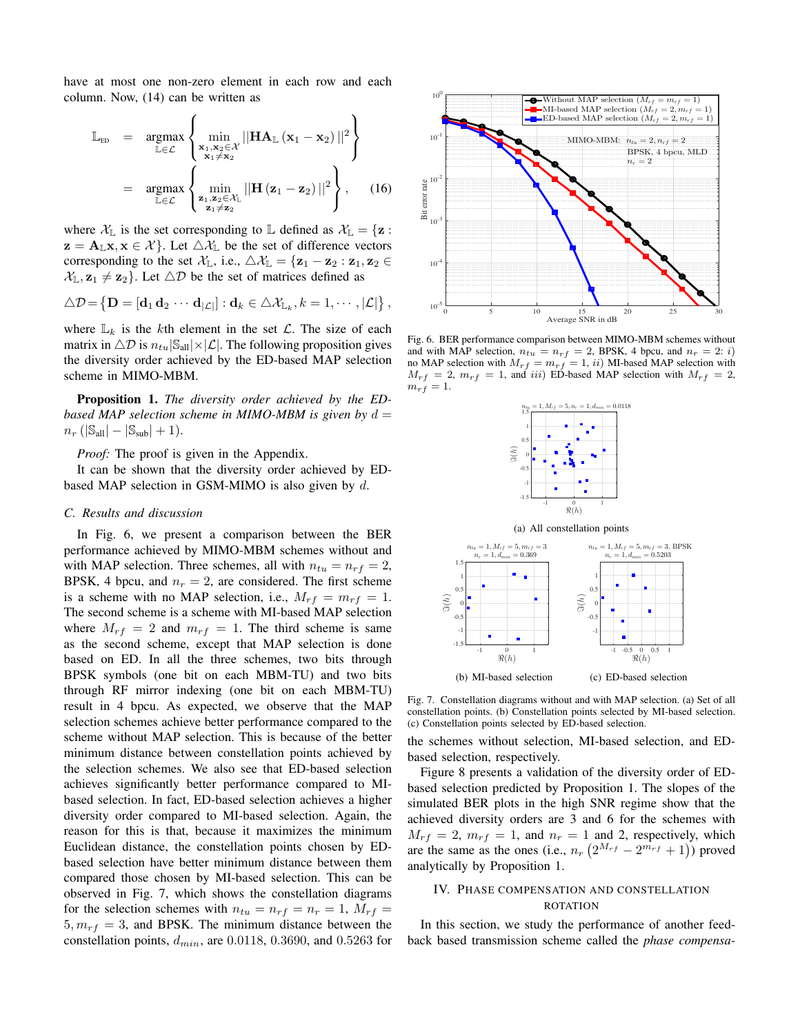have at most one non-zero element in each row and each column. Now, (14) can be written as

$$\mathbb{L}_{\text{ED}} = \underset{\mathbb{L}\in\mathcal{L}}{\text{argmax}} \left\{ \min_{\substack{\mathbf{x}_1,\mathbf{x}_2\in\mathcal{X} \\ \mathbf{x}_1\neq\mathbf{x}_2}} ||\mathbf{H}\mathbf{A}_{\mathbb{L}}(\mathbf{x}_1-\mathbf{x}_2)||^2 \right\}$$
$$= \underset{\mathbb{L}\in\mathcal{L}}{\text{argmax}} \left\{ \min_{\substack{\mathbf{z}_1,\mathbf{z}_2\in\mathcal{X}_{\mathbb{L}} \\ \mathbf{z}_1\neq\mathbf{z}_2}} ||\mathbf{H}(\mathbf{z}_1-\mathbf{z}_2)||^2 \right\}, \quad (16)$$

where $\mathcal{X}_{\mathbb{L}}$ is the set corresponding to $\mathbb{L}$ defined as $\mathcal{X}_{\mathbb{L}} = \{\mathbf{z} : \mathbf{z} = \mathbf{A}_{\mathbb{L}}\mathbf{x}, \mathbf{x} \in \mathcal{X}\}$. Let $\triangle\mathcal{X}_{\mathbb{L}}$ be the set of difference vectors corresponding to the set $\mathcal{X}_{\mathbb{L}}$, i.e., $\triangle\mathcal{X}_{\mathbb{L}} = \{\mathbf{z}_1 - \mathbf{z}_2 : \mathbf{z}_1, \mathbf{z}_2 \in \mathcal{X}_{\mathbb{L}}, \mathbf{z}_1 \neq \mathbf{z}_2\}$. Let $\triangle\mathcal{D}$ be the set of matrices defined as

$$\triangle\mathcal{D} = \left\{ \mathbf{D} = [\mathbf{d}_1\, \mathbf{d}_2 \cdots \mathbf{d}_{|\mathcal{L}|}] : \mathbf{d}_k \in \triangle\mathcal{X}_{\mathbb{L}_k}, k = 1, \cdots, |\mathcal{L}| \right\},$$

where $\mathbb{L}_k$ is the $k$th element in the set $\mathcal{L}$. The size of each matrix in $\triangle\mathcal{D}$ is $n_{tu}|\mathbb{S}_{\text{all}}| \times |\mathcal{L}|$. The following proposition gives the diversity order achieved by the ED-based MAP selection scheme in MIMO-MBM.

**Proposition 1.** *The diversity order achieved by the ED-based MAP selection scheme in MIMO-MBM is given by* $d = n_r(|\mathbb{S}_{\text{all}}| - |\mathbb{S}_{\text{sub}}| + 1)$.

*Proof:* The proof is given in the Appendix.

It can be shown that the diversity order achieved by ED-based MAP selection in GSM-MIMO is also given by $d$.

### C. Results and discussion

In Fig. 6, we present a comparison between the BER performance achieved by MIMO-MBM schemes without and with MAP selection. Three schemes, all with $n_{tu} = n_{rf} = 2$, BPSK, 4 bpcu, and $n_r = 2$, are considered. The first scheme is a scheme with no MAP selection, i.e., $M_{rf} = m_{rf} = 1$. The second scheme is a scheme with MI-based MAP selection where $M_{rf} = 2$ and $m_{rf} = 1$. The third scheme is same as the second scheme, except that MAP selection is done based on ED. In all the three schemes, two bits through BPSK symbols (one bit on each MBM-TU) and two bits through RF mirror indexing (one bit on each MBM-TU) result in 4 bpcu. As expected, we observe that the MAP selection schemes achieve better performance compared to the scheme without MAP selection. This is because of the better minimum distance between constellation points achieved by the selection schemes. We also see that ED-based selection achieves significantly better performance compared to MI-based selection. In fact, ED-based selection achieves a higher diversity order compared to MI-based selection. Again, the reason for this is that, because it maximizes the minimum Euclidean distance, the constellation points chosen by ED-based selection have better minimum distance between them compared those chosen by MI-based selection. This can be observed in Fig. 7, which shows the constellation diagrams for the selection schemes with $n_{tu} = n_{rf} = n_r = 1$, $M_{rf} = 5, m_{rf} = 3$, and BPSK. The minimum distance between the constellation points, $d_{min}$, are 0.0118, 0.3690, and 0.5263 for the schemes without selection, MI-based selection, and ED-based selection, respectively.

Fig. 6. BER performance comparison between MIMO-MBM schemes without and with MAP selection, $n_{tu} = n_{rf} = 2$, BPSK, 4 bpcu, and $n_r = 2$: *i)* no MAP selection with $M_{rf} = m_{rf} = 1$, *ii)* MI-based MAP selection with $M_{rf} = 2$, $m_{rf} = 1$, and *iii)* ED-based MAP selection with $M_{rf} = 2$, $m_{rf} = 1$.

(a) All constellation points

(b) MI-based selection

(c) ED-based selection

Fig. 7. Constellation diagrams without and with MAP selection. (a) Set of all constellation points. (b) Constellation points selected by MI-based selection. (c) Constellation points selected by ED-based selection.

Figure 8 presents a validation of the diversity order of ED-based selection predicted by Proposition 1. The slopes of the simulated BER plots in the high SNR regime show that the achieved diversity orders are 3 and 6 for the schemes with $M_{rf} = 2$, $m_{rf} = 1$, and $n_r = 1$ and 2, respectively, which are the same as the ones (i.e., $n_r\left(2^{M_{rf}} - 2^{m_{rf}} + 1\right)$) proved analytically by Proposition 1.

## IV. Phase Compensation and Constellation Rotation

In this section, we study the performance of another feedback based transmission scheme called the *phase compensa-*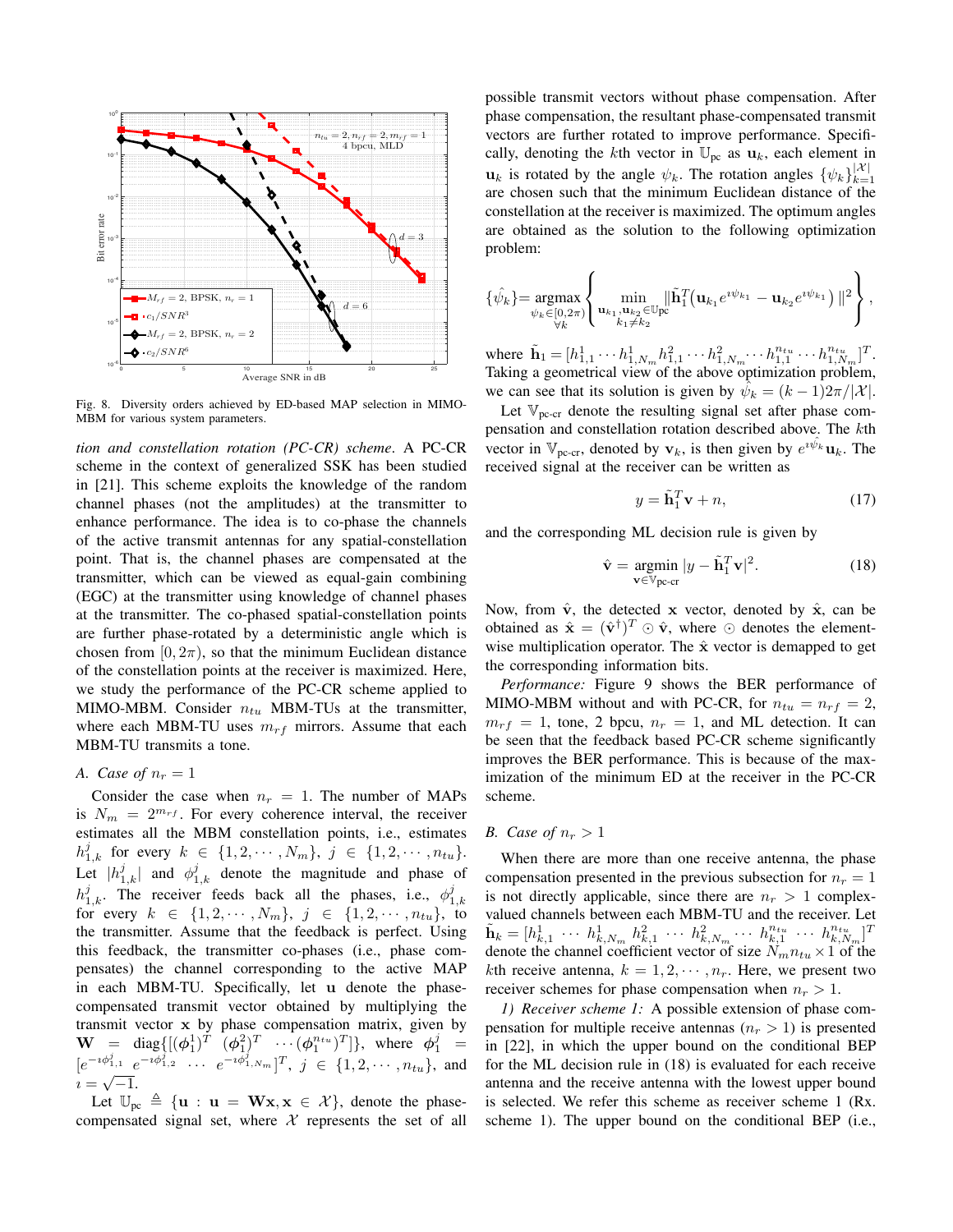Fig. 8. Diversity orders achieved by ED-based MAP selection in MIMO-MBM for various system parameters.

*tion and constellation rotation (PC-CR) scheme*. A PC-CR scheme in the context of generalized SSK has been studied in [21]. This scheme exploits the knowledge of the random channel phases (not the amplitudes) at the transmitter to enhance performance. The idea is to co-phase the channels of the active transmit antennas for any spatial-constellation point. That is, the channel phases are compensated at the transmitter, which can be viewed as equal-gain combining (EGC) at the transmitter using knowledge of channel phases at the transmitter. The co-phased spatial-constellation points are further phase-rotated by a deterministic angle which is chosen from $[0, 2\pi)$, so that the minimum Euclidean distance of the constellation points at the receiver is maximized. Here, we study the performance of the PC-CR scheme applied to MIMO-MBM. Consider $n_{tu}$ MBM-TUs at the transmitter, where each MBM-TU uses $m_{rf}$ mirrors. Assume that each MBM-TU transmits a tone.

### A. Case of $n_r = 1$

Consider the case when $n_r = 1$. The number of MAPs is $N_m = 2^{m_{rf}}$. For every coherence interval, the receiver estimates all the MBM constellation points, i.e., estimates $h^j_{1,k}$ for every $k \in \{1, 2, \cdots, N_m\}$, $j \in \{1, 2, \cdots, n_{tu}\}$. Let $|h^j_{1,k}|$ and $\phi^j_{1,k}$ denote the magnitude and phase of $h^j_{1,k}$. The receiver feeds back all the phases, i.e., $\phi^j_{1,k}$ for every $k \in \{1, 2, \cdots, N_m\}$, $j \in \{1, 2, \cdots, n_{tu}\}$, to the transmitter. Assume that the feedback is perfect. Using this feedback, the transmitter co-phases (i.e., phase compensates) the channel corresponding to the active MAP in each MBM-TU. Specifically, let $\mathbf{u}$ denote the phase-compensated transmit vector obtained by multiplying the transmit vector $\mathbf{x}$ by phase compensation matrix, given by $\mathbf{W} = \text{diag}\{[(\boldsymbol{\phi}^1_1)^T \ (\boldsymbol{\phi}^2_1)^T \ \cdots (\boldsymbol{\phi}^{n_{tu}}_1)^T]\}$, where $\boldsymbol{\phi}^j_1 = [e^{-\imath\phi^j_{1,1}} \ e^{-\imath\phi^j_{1,2}} \ \cdots \ e^{-\imath\phi^j_{1,N_m}}]^T$, $j \in \{1, 2, \cdots, n_{tu}\}$, and $\imath = \sqrt{-1}$.

Let $\mathbb{U}_{\text{pc}} \triangleq \{\mathbf{u} : \mathbf{u} = \mathbf{W}\mathbf{x}, \mathbf{x} \in \mathcal{X}\}$, denote the phase-compensated signal set, where $\mathcal{X}$ represents the set of all possible transmit vectors without phase compensation. After phase compensation, the resultant phase-compensated transmit vectors are further rotated to improve performance. Specifically, denoting the $k$th vector in $\mathbb{U}_{\text{pc}}$ as $\mathbf{u}_k$, each element in $\mathbf{u}_k$ is rotated by the angle $\psi_k$. The rotation angles $\{\psi_k\}_{k=1}^{|\mathcal{X}|}$ are chosen such that the minimum Euclidean distance of the constellation at the receiver is maximized. The optimum angles are obtained as the solution to the following optimization problem:

$$\{\hat{\psi}_k\} = \underset{\substack{\psi_k \in [0,2\pi) \\ \forall k}}{\text{argmax}} \left\{ \min_{\substack{\mathbf{u}_{k_1}, \mathbf{u}_{k_2} \in \mathbb{U}_{\text{pc}} \\ k_1 \neq k_2}} \|\tilde{\mathbf{h}}_1^T \big(\mathbf{u}_{k_1} e^{\imath\psi_{k_1}} - \mathbf{u}_{k_2} e^{\imath\psi_{k_1}}\big)\|^2 \right\},$$

where $\tilde{\mathbf{h}}_1 = [h^1_{1,1} \cdots h^1_{1,N_m} h^2_{1,1} \cdots h^2_{1,N_m} \cdots h^{n_{tu}}_{1,1} \cdots h^{n_{tu}}_{1,N_m}]^T$. Taking a geometrical view of the above optimization problem, we can see that its solution is given by $\hat{\psi}_k = (k-1)2\pi/|\mathcal{X}|$.

Let $\mathbb{V}_{\text{pc-cr}}$ denote the resulting signal set after phase compensation and constellation rotation described above. The $k$th vector in $\mathbb{V}_{\text{pc-cr}}$, denoted by $\mathbf{v}_k$, is then given by $e^{\imath\hat{\psi}_k}\mathbf{u}_k$. The received signal at the receiver can be written as

$$y = \tilde{\mathbf{h}}_1^T \mathbf{v} + n, \tag{17}$$

and the corresponding ML decision rule is given by

$$\hat{\mathbf{v}} = \underset{\mathbf{v} \in \mathbb{V}_{\text{pc-cr}}}{\text{argmin}} \ |y - \tilde{\mathbf{h}}_1^T \mathbf{v}|^2. \tag{18}$$

Now, from $\hat{\mathbf{v}}$, the detected $\mathbf{x}$ vector, denoted by $\hat{\mathbf{x}}$, can be obtained as $\hat{\mathbf{x}} = (\hat{\mathbf{v}}^\dagger)^T \odot \hat{\mathbf{v}}$, where $\odot$ denotes the element-wise multiplication operator. The $\hat{\mathbf{x}}$ vector is demapped to get the corresponding information bits.

*Performance:* Figure 9 shows the BER performance of MIMO-MBM without and with PC-CR, for $n_{tu} = n_{rf} = 2$, $m_{rf} = 1$, tone, 2 bpcu, $n_r = 1$, and ML detection. It can be seen that the feedback based PC-CR scheme significantly improves the BER performance. This is because of the maximization of the minimum ED at the receiver in the PC-CR scheme.

### B. Case of $n_r > 1$

When there are more than one receive antenna, the phase compensation presented in the previous subsection for $n_r = 1$ is not directly applicable, since there are $n_r > 1$ complex-valued channels between each MBM-TU and the receiver. Let $\tilde{\mathbf{h}}_k = [h^1_{k,1} \ \cdots \ h^1_{k,N_m} \ h^2_{k,1} \ \cdots \ h^2_{k,N_m} \cdots \ h^{n_{tu}}_{k,1} \ \cdots \ h^{n_{tu}}_{k,N_m}]^T$ denote the channel coefficient vector of size $N_m n_{tu} \times 1$ of the $k$th receive antenna, $k = 1, 2, \cdots, n_r$. Here, we present two receiver schemes for phase compensation when $n_r > 1$.

*1) Receiver scheme 1:* A possible extension of phase compensation for multiple receive antennas ($n_r > 1$) is presented in [22], in which the upper bound on the conditional BEP for the ML decision rule in (18) is evaluated for each receive antenna and the receive antenna with the lowest upper bound is selected. We refer this scheme as receiver scheme 1 (Rx. scheme 1). The upper bound on the conditional BEP (i.e.,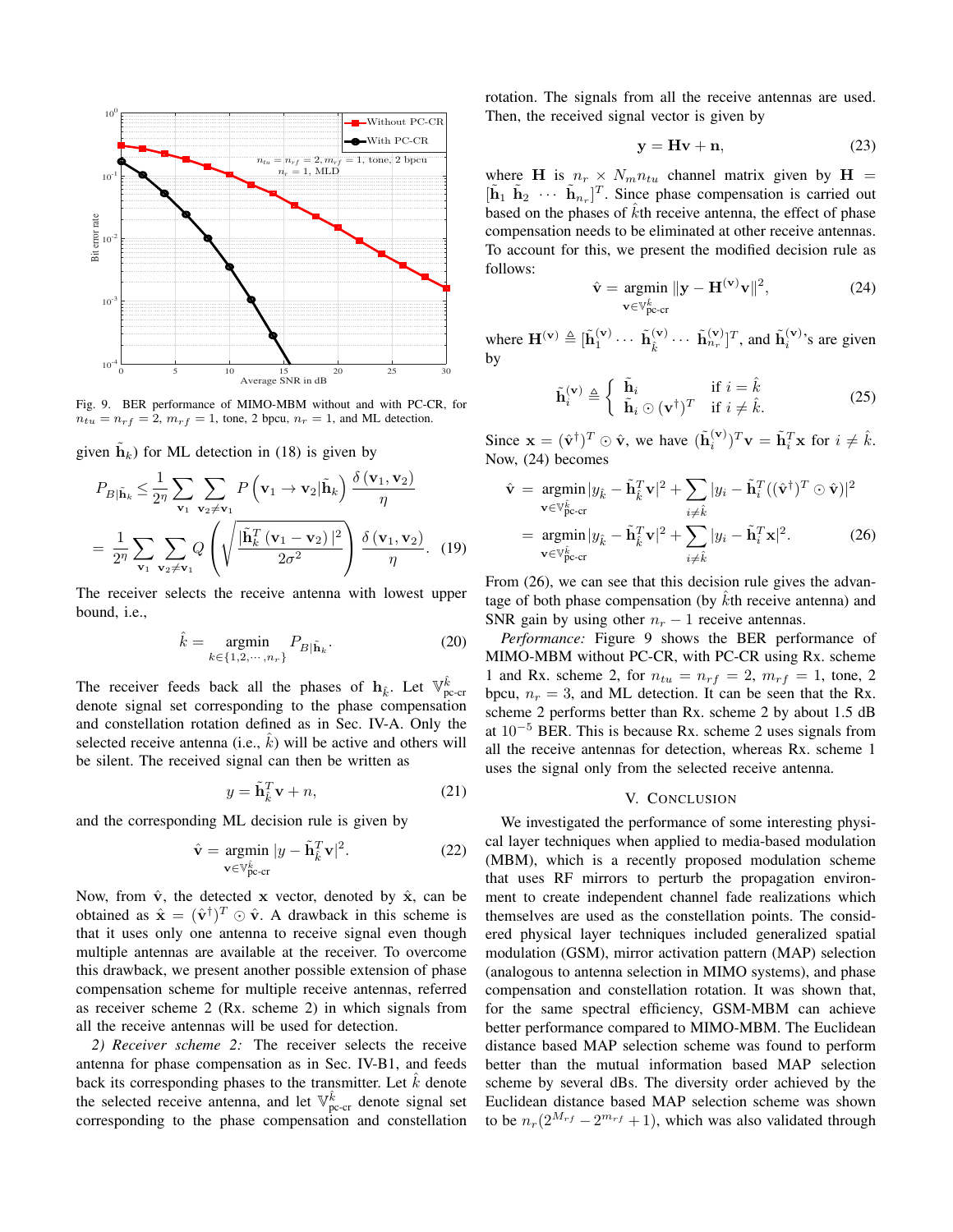Fig. 9. BER performance of MIMO-MBM without and with PC-CR, for $n_{tu} = n_{rf} = 2$, $m_{rf} = 1$, tone, 2 bpcu, $n_r = 1$, and ML detection.

given $\tilde{\mathbf{h}}_k$) for ML detection in (18) is given by

$$P_{B|\tilde{\mathbf{h}}_k} \leq \frac{1}{2^\eta} \sum_{\mathbf{v}_1} \sum_{\mathbf{v}_2 \neq \mathbf{v}_1} P\left(\mathbf{v}_1 \to \mathbf{v}_2 | \tilde{\mathbf{h}}_k\right) \frac{\delta\left(\mathbf{v}_1, \mathbf{v}_2\right)}{\eta}$$

$$= \frac{1}{2^\eta} \sum_{\mathbf{v}_1} \sum_{\mathbf{v}_2 \neq \mathbf{v}_1} Q\left(\sqrt{\frac{|\tilde{\mathbf{h}}_k^T\left(\mathbf{v}_1 - \mathbf{v}_2\right)|^2}{2\sigma^2}}\right) \frac{\delta\left(\mathbf{v}_1, \mathbf{v}_2\right)}{\eta}. \quad (19)$$

The receiver selects the receive antenna with lowest upper bound, i.e.,

$$\hat{k} = \underset{k \in \{1,2,\cdots,n_r\}}{\text{argmin}} \; P_{B|\tilde{\mathbf{h}}_k}. \quad (20)$$

The receiver feeds back all the phases of $\mathbf{h}_{\hat{k}}$. Let $\mathbb{V}_{\text{pc-cr}}^{\hat{k}}$ denote signal set corresponding to the phase compensation and constellation rotation defined as in Sec. IV-A. Only the selected receive antenna (i.e., $\hat{k}$) will be active and others will be silent. The received signal can then be written as

$$y = \tilde{\mathbf{h}}_{\hat{k}}^T \mathbf{v} + n, \quad (21)$$

and the corresponding ML decision rule is given by

$$\hat{\mathbf{v}} = \underset{\mathbf{v} \in \mathbb{V}_{\text{pc-cr}}^{\hat{k}}}{\text{argmin}} \; |y - \tilde{\mathbf{h}}_{\hat{k}}^T \mathbf{v}|^2. \quad (22)$$

Now, from $\hat{\mathbf{v}}$, the detected $\mathbf{x}$ vector, denoted by $\hat{\mathbf{x}}$, can be obtained as $\hat{\mathbf{x}} = (\hat{\mathbf{v}}^\dagger)^T \odot \hat{\mathbf{v}}$. A drawback in this scheme is that it uses only one antenna to receive signal even though multiple antennas are available at the receiver. To overcome this drawback, we present another possible extension of phase compensation scheme for multiple receive antennas, referred as receiver scheme 2 (Rx. scheme 2) in which signals from all the receive antennas will be used for detection.

*2) Receiver scheme 2:* The receiver selects the receive antenna for phase compensation as in Sec. IV-B1, and feeds back its corresponding phases to the transmitter. Let $\hat{k}$ denote the selected receive antenna, and let $\mathbb{V}_{\text{pc-cr}}^{\hat{k}}$ denote signal set corresponding to the phase compensation and constellation rotation. The signals from all the receive antennas are used. Then, the received signal vector is given by

$$\mathbf{y} = \mathbf{H}\mathbf{v} + \mathbf{n}, \quad (23)$$

where $\mathbf{H}$ is $n_r \times N_m n_{tu}$ channel matrix given by $\mathbf{H} = [\tilde{\mathbf{h}}_1 \; \tilde{\mathbf{h}}_2 \; \cdots \; \tilde{\mathbf{h}}_{n_r}]^T$. Since phase compensation is carried out based on the phases of $\hat{k}$th receive antenna, the effect of phase compensation needs to be eliminated at other receive antennas. To account for this, we present the modified decision rule as follows:

$$\hat{\mathbf{v}} = \underset{\mathbf{v} \in \mathbb{V}_{\text{pc-cr}}^{\hat{k}}}{\text{argmin}} \; \|\mathbf{y} - \mathbf{H}^{(\mathbf{v})}\mathbf{v}\|^2, \quad (24)$$

where $\mathbf{H}^{(\mathbf{v})} \triangleq [\tilde{\mathbf{h}}_1^{(\mathbf{v})} \cdots \tilde{\mathbf{h}}_{\hat{k}}^{(\mathbf{v})} \cdots \tilde{\mathbf{h}}_{n_r}^{(\mathbf{v})}]^T$, and $\tilde{\mathbf{h}}_i^{(\mathbf{v})}$'s are given by

$$\tilde{\mathbf{h}}_i^{(\mathbf{v})} \triangleq \begin{cases} \tilde{\mathbf{h}}_i & \text{if } i = \hat{k} \\ \tilde{\mathbf{h}}_i \odot (\mathbf{v}^\dagger)^T & \text{if } i \neq \hat{k}. \end{cases} \quad (25)$$

Since $\mathbf{x} = (\hat{\mathbf{v}}^\dagger)^T \odot \hat{\mathbf{v}}$, we have $(\tilde{\mathbf{h}}_i^{(\mathbf{v})})^T \mathbf{v} = \tilde{\mathbf{h}}_i^T \mathbf{x}$ for $i \neq \hat{k}$. Now, (24) becomes

$$\begin{aligned} \hat{\mathbf{v}} &= \underset{\mathbf{v} \in \mathbb{V}_{\text{pc-cr}}^{\hat{k}}}{\text{argmin}} |y_{\hat{k}} - \tilde{\mathbf{h}}_{\hat{k}}^T \mathbf{v}|^2 + \sum_{i \neq \hat{k}} |y_i - \tilde{\mathbf{h}}_i^T((\hat{\mathbf{v}}^\dagger)^T \odot \hat{\mathbf{v}})|^2 \\ &= \underset{\mathbf{v} \in \mathbb{V}_{\text{pc-cr}}^{\hat{k}}}{\text{argmin}} |y_{\hat{k}} - \tilde{\mathbf{h}}_{\hat{k}}^T \mathbf{v}|^2 + \sum_{i \neq \hat{k}} |y_i - \tilde{\mathbf{h}}_i^T \mathbf{x}|^2. \quad (26) \end{aligned}$$

From (26), we can see that this decision rule gives the advantage of both phase compensation (by $\hat{k}$th receive antenna) and SNR gain by using other $n_r - 1$ receive antennas.

*Performance:* Figure 9 shows the BER performance of MIMO-MBM without PC-CR, with PC-CR using Rx. scheme 1 and Rx. scheme 2, for $n_{tu} = n_{rf} = 2$, $m_{rf} = 1$, tone, 2 bpcu, $n_r = 3$, and ML detection. It can be seen that the Rx. scheme 2 performs better than Rx. scheme 2 by about 1.5 dB at $10^{-5}$ BER. This is because Rx. scheme 2 uses signals from all the receive antennas for detection, whereas Rx. scheme 1 uses the signal only from the selected receive antenna.

## V. Conclusion

We investigated the performance of some interesting physical layer techniques when applied to media-based modulation (MBM), which is a recently proposed modulation scheme that uses RF mirrors to perturb the propagation environment to create independent channel fade realizations which themselves are used as the constellation points. The considered physical layer techniques included generalized spatial modulation (GSM), mirror activation pattern (MAP) selection (analogous to antenna selection in MIMO systems), and phase compensation and constellation rotation. It was shown that, for the same spectral efficiency, GSM-MBM can achieve better performance compared to MIMO-MBM. The Euclidean distance based MAP selection scheme was found to perform better than the mutual information based MAP selection scheme by several dBs. The diversity order achieved by the Euclidean distance based MAP selection scheme was shown to be $n_r(2^{M_{rf}} - 2^{m_{rf}} + 1)$, which was also validated through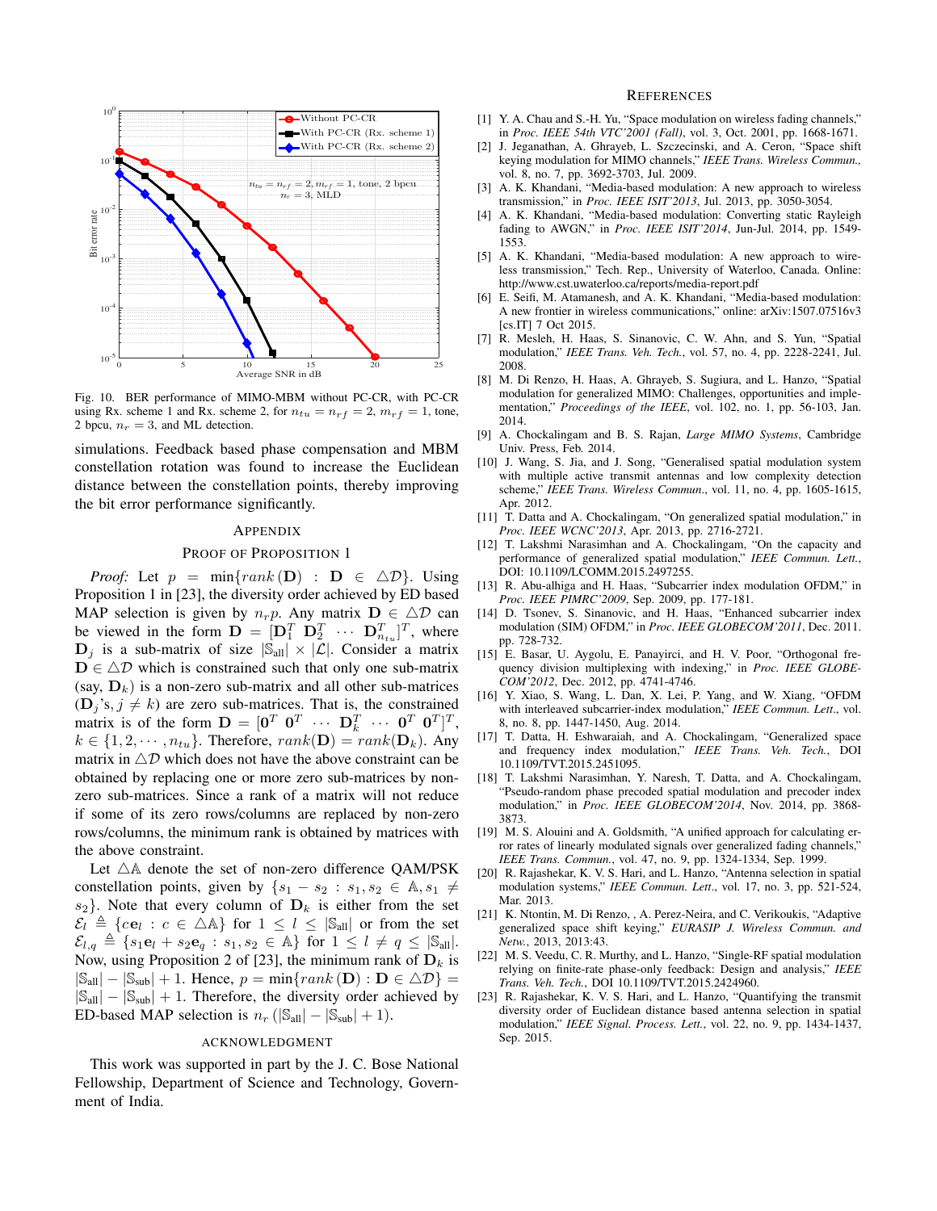$10^0$

$10^{-1}$

$10^{-2}$

$10^{-3}$

$10^{-4}$

$10^{-5}$

Bit error rate

0 5 10 15 20 25

Average SNR in dB

Without PC-CR

With PC-CR (Rx. scheme 1)

With PC-CR (Rx. scheme 2)

$n_{tu} = n_{rf} = 2, m_{rf} = 1$, tone, 2 bpcu

$n_r = 3$, MLD

Fig. 10. BER performance of MIMO-MBM without PC-CR, with PC-CR using Rx. scheme 1 and Rx. scheme 2, for $n_{tu} = n_{rf} = 2$, $m_{rf} = 1$, tone, 2 bpcu, $n_r = 3$, and ML detection.

simulations. Feedback based phase compensation and MBM constellation rotation was found to increase the Euclidean distance between the constellation points, thereby improving the bit error performance significantly.

## Appendix

### Proof of Proposition 1

*Proof:* Let $p = \min\{rank(\mathbf{D}) : \mathbf{D} \in \triangle\mathcal{D}\}$. Using Proposition 1 in [23], the diversity order achieved by ED based MAP selection is given by $n_r p$. Any matrix $\mathbf{D} \in \triangle\mathcal{D}$ can be viewed in the form $\mathbf{D} = [\mathbf{D}_1^T \ \mathbf{D}_2^T \ \cdots \ \mathbf{D}_{n_{tu}}^T]^T$, where $\mathbf{D}_j$ is a sub-matrix of size $|\mathbb{S}_{\text{all}}| \times |\mathcal{L}|$. Consider a matrix $\mathbf{D} \in \triangle\mathcal{D}$ which is constrained such that only one sub-matrix (say, $\mathbf{D}_k$) is a non-zero sub-matrix and all other sub-matrices ($\mathbf{D}_j$'s, $j \neq k$) are zero sub-matrices. That is, the constrained matrix is of the form $\mathbf{D} = [\mathbf{0}^T \ \mathbf{0}^T \ \cdots \ \mathbf{D}_k^T \ \cdots \ \mathbf{0}^T \ \mathbf{0}^T]^T$, $k \in \{1, 2, \cdots, n_{tu}\}$. Therefore, $rank(\mathbf{D}) = rank(\mathbf{D}_k)$. Any matrix in $\triangle\mathcal{D}$ which does not have the above constraint can be obtained by replacing one or more zero sub-matrices by non-zero sub-matrices. Since a rank of a matrix will not reduce if some of its zero rows/columns are replaced by non-zero rows/columns, the minimum rank is obtained by matrices with the above constraint.

Let $\triangle\mathbb{A}$ denote the set of non-zero difference QAM/PSK constellation points, given by $\{s_1 - s_2 : s_1, s_2 \in \mathbb{A}, s_1 \neq s_2\}$. Note that every column of $\mathbf{D}_k$ is either from the set $\mathcal{E}_l \triangleq \{c\mathbf{e}_l : c \in \triangle\mathbb{A}\}$ for $1 \leq l \leq |\mathbb{S}_{\text{all}}|$ or from the set $\mathcal{E}_{l,q} \triangleq \{s_1\mathbf{e}_l + s_2\mathbf{e}_q : s_1, s_2 \in \mathbb{A}\}$ for $1 \leq l \neq q \leq |\mathbb{S}_{\text{all}}|$. Now, using Proposition 2 of [23], the minimum rank of $\mathbf{D}_k$ is $|\mathbb{S}_{\text{all}}| - |\mathbb{S}_{\text{sub}}| + 1$. Hence, $p = \min\{rank(\mathbf{D}) : \mathbf{D} \in \triangle\mathcal{D}\} = |\mathbb{S}_{\text{all}}| - |\mathbb{S}_{\text{sub}}| + 1$. Therefore, the diversity order achieved by ED-based MAP selection is $n_r(|\mathbb{S}_{\text{all}}| - |\mathbb{S}_{\text{sub}}| + 1)$.

## Acknowledgment

This work was supported in part by the J. C. Bose National Fellowship, Department of Science and Technology, Government of India.

## References

[1] Y. A. Chau and S.-H. Yu, "Space modulation on wireless fading channels," in *Proc. IEEE 54th VTC'2001 (Fall)*, vol. 3, Oct. 2001, pp. 1668-1671.

[2] J. Jeganathan, A. Ghrayeb, L. Szczecinski, and A. Ceron, "Space shift keying modulation for MIMO channels," *IEEE Trans. Wireless Commun.*, vol. 8, no. 7, pp. 3692-3703, Jul. 2009.

[3] A. K. Khandani, "Media-based modulation: A new approach to wireless transmission," in *Proc. IEEE ISIT'2013*, Jul. 2013, pp. 3050-3054.

[4] A. K. Khandani, "Media-based modulation: Converting static Rayleigh fading to AWGN," in *Proc. IEEE ISIT'2014*, Jun-Jul. 2014, pp. 1549-1553.

[5] A. K. Khandani, "Media-based modulation: A new approach to wireless transmission," Tech. Rep., University of Waterloo, Canada. Online: http://www.cst.uwaterloo.ca/reports/media-report.pdf

[6] E. Seifi, M. Atamanesh, and A. K. Khandani, "Media-based modulation: A new frontier in wireless communications," online: arXiv:1507.07516v3 [cs.IT] 7 Oct 2015.

[7] R. Mesleh, H. Haas, S. Sinanovic, C. W. Ahn, and S. Yun, "Spatial modulation," *IEEE Trans. Veh. Tech.*, vol. 57, no. 4, pp. 2228-2241, Jul. 2008.

[8] M. Di Renzo, H. Haas, A. Ghrayeb, S. Sugiura, and L. Hanzo, "Spatial modulation for generalized MIMO: Challenges, opportunities and implementation," *Proceedings of the IEEE*, vol. 102, no. 1, pp. 56-103, Jan. 2014.

[9] A. Chockalingam and B. S. Rajan, *Large MIMO Systems*, Cambridge Univ. Press, Feb. 2014.

[10] J. Wang, S. Jia, and J. Song, "Generalised spatial modulation system with multiple active transmit antennas and low complexity detection scheme," *IEEE Trans. Wireless Commun.*, vol. 11, no. 4, pp. 1605-1615, Apr. 2012.

[11] T. Datta and A. Chockalingam, "On generalized spatial modulation," in *Proc. IEEE WCNC'2013*, Apr. 2013, pp. 2716-2721.

[12] T. Lakshmi Narasimhan and A. Chockalingam, "On the capacity and performance of generalized spatial modulation," *IEEE Commun. Lett.*, DOI: 10.1109/LCOMM.2015.2497255.

[13] R. Abu-alhiga and H. Haas, "Subcarrier index modulation OFDM," in *Proc. IEEE PIMRC'2009*, Sep. 2009, pp. 177-181.

[14] D. Tsonev, S. Sinanovic, and H. Haas, "Enhanced subcarrier index modulation (SIM) OFDM," in *Proc. IEEE GLOBECOM'2011*, Dec. 2011. pp. 728-732.

[15] E. Basar, U. Aygolu, E. Panayirci, and H. V. Poor, "Orthogonal frequency division multiplexing with indexing," in *Proc. IEEE GLOBECOM'2012*, Dec. 2012, pp. 4741-4746.

[16] Y. Xiao, S. Wang, L. Dan, X. Lei, P. Yang, and W. Xiang, "OFDM with interleaved subcarrier-index modulation," *IEEE Commun. Lett.*, vol. 8, no. 8, pp. 1447-1450, Aug. 2014.

[17] T. Datta, H. Eshwaraiah, and A. Chockalingam, "Generalized space and frequency index modulation," *IEEE Trans. Veh. Tech.*, DOI 10.1109/TVT.2015.2451095.

[18] T. Lakshmi Narasimhan, Y. Naresh, T. Datta, and A. Chockalingam, "Pseudo-random phase precoded spatial modulation and precoder index modulation," in *Proc. IEEE GLOBECOM'2014*, Nov. 2014, pp. 3868-3873.

[19] M. S. Alouini and A. Goldsmith, "A unified approach for calculating error rates of linearly modulated signals over generalized fading channels," *IEEE Trans. Commun.*, vol. 47, no. 9, pp. 1324-1334, Sep. 1999.

[20] R. Rajashekar, K. V. S. Hari, and L. Hanzo, "Antenna selection in spatial modulation systems," *IEEE Commun. Lett*., vol. 17, no. 3, pp. 521-524, Mar. 2013.

[21] K. Ntontin, M. Di Renzo, , A. Perez-Neira, and C. Verikoukis, "Adaptive generalized space shift keying," *EURASIP J. Wireless Commun. and Netw.*, 2013, 2013:43.

[22] M. S. Veedu, C. R. Murthy, and L. Hanzo, "Single-RF spatial modulation relying on finite-rate phase-only feedback: Design and analysis," *IEEE Trans. Veh. Tech.*, DOI 10.1109/TVT.2015.2424960.

[23] R. Rajashekar, K. V. S. Hari, and L. Hanzo, "Quantifying the transmit diversity order of Euclidean distance based antenna selection in spatial modulation," *IEEE Signal. Process. Lett.*, vol. 22, no. 9, pp. 1434-1437, Sep. 2015.